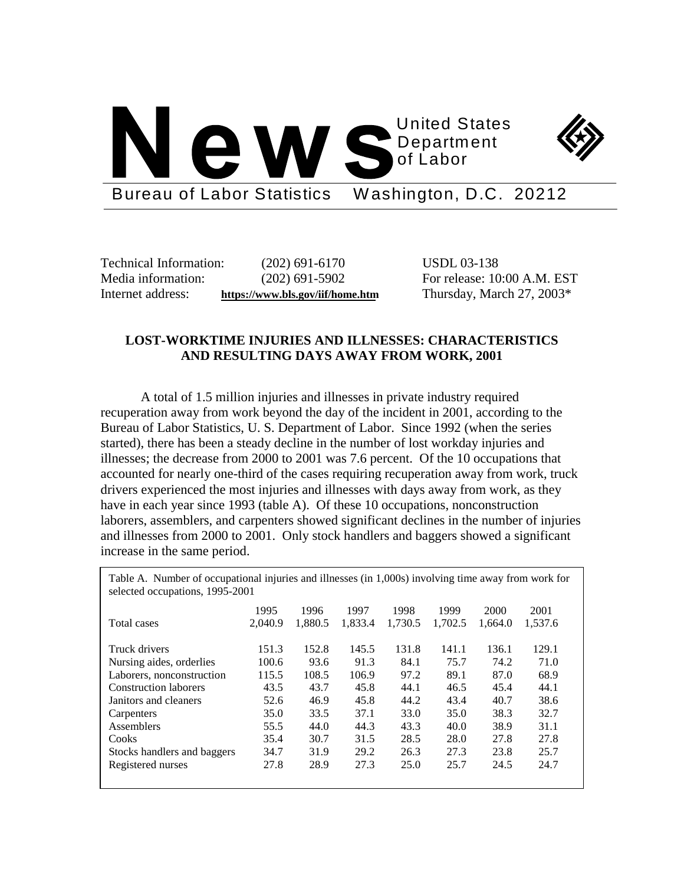# News

United States Department of Labor

Bureau of Labor Statistics Washington, D.C. 20212

Technical Information: (202) 691-6170
Media information: (202) 691-5902
Internet address: **https://www.bls.gov/iif/home.htm**

USDL 03-138
For release: 10:00 A.M. EST
Thursday, March 27, 2003*

## LOST-WORKTIME INJURIES AND ILLNESSES: CHARACTERISTICS AND RESULTING DAYS AWAY FROM WORK, 2001

A total of 1.5 million injuries and illnesses in private industry required recuperation away from work beyond the day of the incident in 2001, according to the Bureau of Labor Statistics, U. S. Department of Labor. Since 1992 (when the series started), there has been a steady decline in the number of lost workday injuries and illnesses; the decrease from 2000 to 2001 was 7.6 percent. Of the 10 occupations that accounted for nearly one-third of the cases requiring recuperation away from work, truck drivers experienced the most injuries and illnesses with days away from work, as they have in each year since 1993 (table A). Of these 10 occupations, nonconstruction laborers, assemblers, and carpenters showed significant declines in the number of injuries and illnesses from 2000 to 2001. Only stock handlers and baggers showed a significant increase in the same period.

Table A. Number of occupational injuries and illnesses (in 1,000s) involving time away from work for selected occupations, 1995-2001

| | 1995 | 1996 | 1997 | 1998 | 1999 | 2000 | 2001 |
|---|---|---|---|---|---|---|---|
| Total cases | 2,040.9 | 1,880.5 | 1,833.4 | 1,730.5 | 1,702.5 | 1,664.0 | 1,537.6 |
| Truck drivers | 151.3 | 152.8 | 145.5 | 131.8 | 141.1 | 136.1 | 129.1 |
| Nursing aides, orderlies | 100.6 | 93.6 | 91.3 | 84.1 | 75.7 | 74.2 | 71.0 |
| Laborers, nonconstruction | 115.5 | 108.5 | 106.9 | 97.2 | 89.1 | 87.0 | 68.9 |
| Construction laborers | 43.5 | 43.7 | 45.8 | 44.1 | 46.5 | 45.4 | 44.1 |
| Janitors and cleaners | 52.6 | 46.9 | 45.8 | 44.2 | 43.4 | 40.7 | 38.6 |
| Carpenters | 35.0 | 33.5 | 37.1 | 33.0 | 35.0 | 38.3 | 32.7 |
| Assemblers | 55.5 | 44.0 | 44.3 | 43.3 | 40.0 | 38.9 | 31.1 |
| Cooks | 35.4 | 30.7 | 31.5 | 28.5 | 28.0 | 27.8 | 27.8 |
| Stocks handlers and baggers | 34.7 | 31.9 | 29.2 | 26.3 | 27.3 | 23.8 | 25.7 |
| Registered nurses | 27.8 | 28.9 | 27.3 | 25.0 | 25.7 | 24.5 | 24.7 |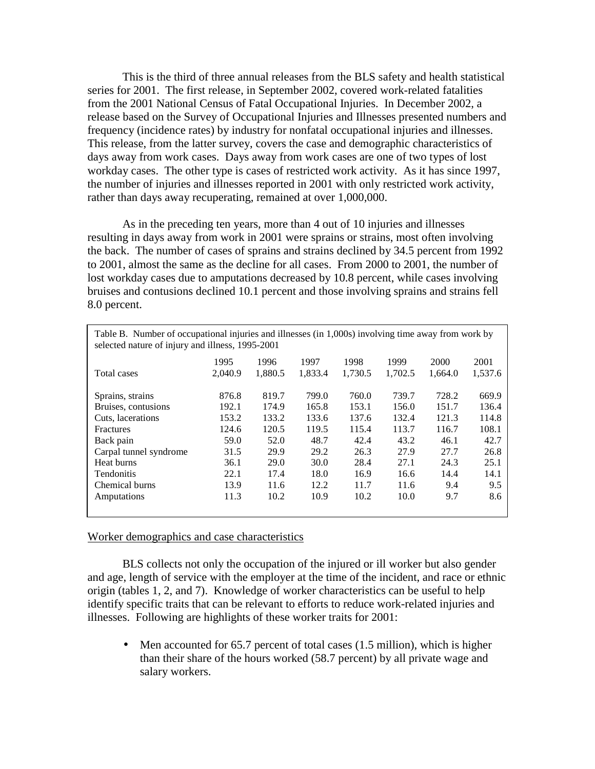This is the third of three annual releases from the BLS safety and health statistical series for 2001. The first release, in September 2002, covered work-related fatalities from the 2001 National Census of Fatal Occupational Injuries. In December 2002, a release based on the Survey of Occupational Injuries and Illnesses presented numbers and frequency (incidence rates) by industry for nonfatal occupational injuries and illnesses. This release, from the latter survey, covers the case and demographic characteristics of days away from work cases. Days away from work cases are one of two types of lost workday cases. The other type is cases of restricted work activity. As it has since 1997, the number of injuries and illnesses reported in 2001 with only restricted work activity, rather than days away recuperating, remained at over 1,000,000.

As in the preceding ten years, more than 4 out of 10 injuries and illnesses resulting in days away from work in 2001 were sprains or strains, most often involving the back. The number of cases of sprains and strains declined by 34.5 percent from 1992 to 2001, almost the same as the decline for all cases. From 2000 to 2001, the number of lost workday cases due to amputations decreased by 10.8 percent, while cases involving bruises and contusions declined 10.1 percent and those involving sprains and strains fell 8.0 percent.

Table B. Number of occupational injuries and illnesses (in 1,000s) involving time away from work by selected nature of injury and illness, 1995-2001

| | 1995 | 1996 | 1997 | 1998 | 1999 | 2000 | 2001 |
|---|---|---|---|---|---|---|---|
| Total cases | 2,040.9 | 1,880.5 | 1,833.4 | 1,730.5 | 1,702.5 | 1,664.0 | 1,537.6 |
| Sprains, strains | 876.8 | 819.7 | 799.0 | 760.0 | 739.7 | 728.2 | 669.9 |
| Bruises, contusions | 192.1 | 174.9 | 165.8 | 153.1 | 156.0 | 151.7 | 136.4 |
| Cuts, lacerations | 153.2 | 133.2 | 133.6 | 137.6 | 132.4 | 121.3 | 114.8 |
| Fractures | 124.6 | 120.5 | 119.5 | 115.4 | 113.7 | 116.7 | 108.1 |
| Back pain | 59.0 | 52.0 | 48.7 | 42.4 | 43.2 | 46.1 | 42.7 |
| Carpal tunnel syndrome | 31.5 | 29.9 | 29.2 | 26.3 | 27.9 | 27.7 | 26.8 |
| Heat burns | 36.1 | 29.0 | 30.0 | 28.4 | 27.1 | 24.3 | 25.1 |
| Tendonitis | 22.1 | 17.4 | 18.0 | 16.9 | 16.6 | 14.4 | 14.1 |
| Chemical burns | 13.9 | 11.6 | 12.2 | 11.7 | 11.6 | 9.4 | 9.5 |
| Amputations | 11.3 | 10.2 | 10.9 | 10.2 | 10.0 | 9.7 | 8.6 |

Worker demographics and case characteristics

BLS collects not only the occupation of the injured or ill worker but also gender and age, length of service with the employer at the time of the incident, and race or ethnic origin (tables 1, 2, and 7). Knowledge of worker characteristics can be useful to help identify specific traits that can be relevant to efforts to reduce work-related injuries and illnesses. Following are highlights of these worker traits for 2001:

- Men accounted for 65.7 percent of total cases (1.5 million), which is higher than their share of the hours worked (58.7 percent) by all private wage and salary workers.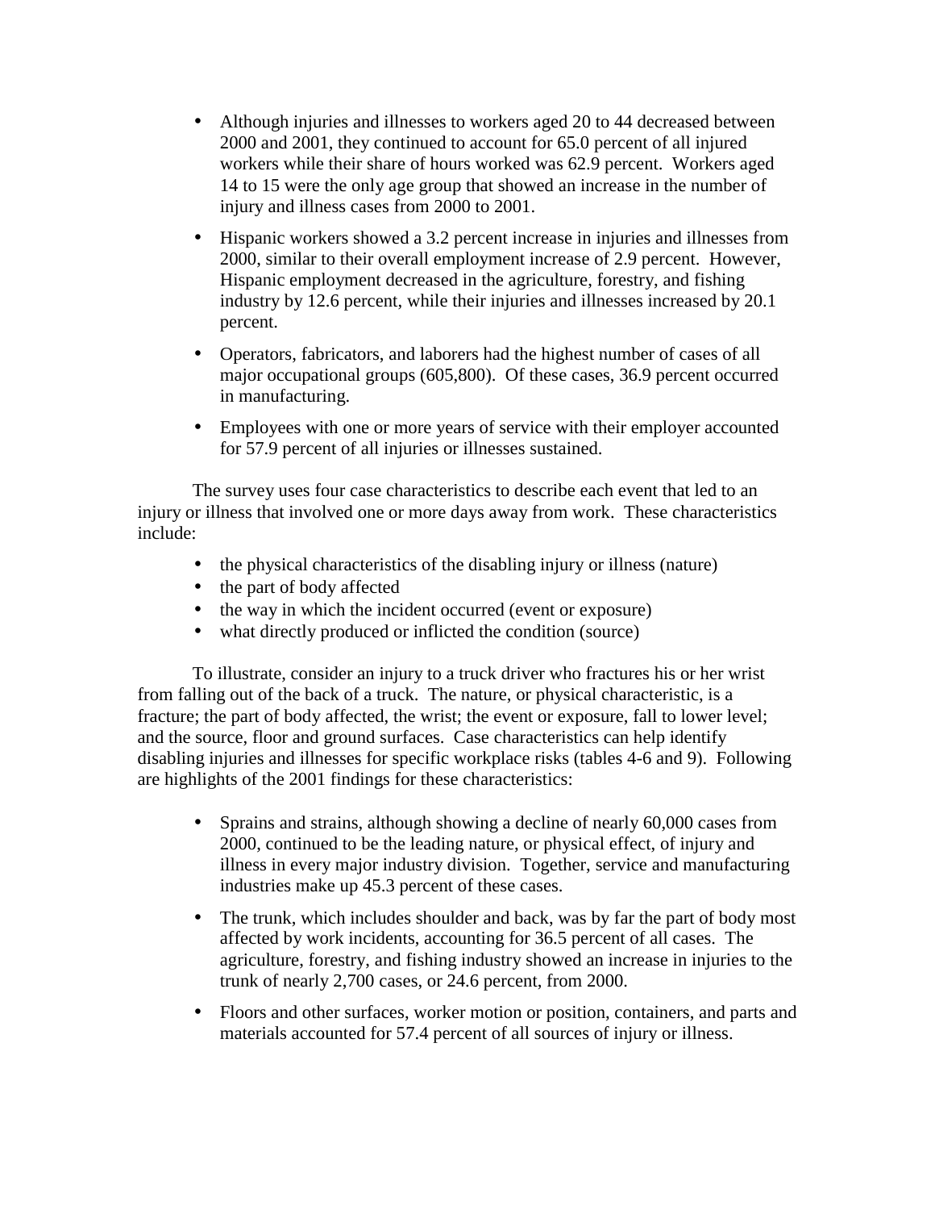- Although injuries and illnesses to workers aged 20 to 44 decreased between 2000 and 2001, they continued to account for 65.0 percent of all injured workers while their share of hours worked was 62.9 percent. Workers aged 14 to 15 were the only age group that showed an increase in the number of injury and illness cases from 2000 to 2001.
- Hispanic workers showed a 3.2 percent increase in injuries and illnesses from 2000, similar to their overall employment increase of 2.9 percent. However, Hispanic employment decreased in the agriculture, forestry, and fishing industry by 12.6 percent, while their injuries and illnesses increased by 20.1 percent.
- Operators, fabricators, and laborers had the highest number of cases of all major occupational groups (605,800). Of these cases, 36.9 percent occurred in manufacturing.
- Employees with one or more years of service with their employer accounted for 57.9 percent of all injuries or illnesses sustained.

The survey uses four case characteristics to describe each event that led to an injury or illness that involved one or more days away from work. These characteristics include:

- the physical characteristics of the disabling injury or illness (nature)
- the part of body affected
- the way in which the incident occurred (event or exposure)
- what directly produced or inflicted the condition (source)

To illustrate, consider an injury to a truck driver who fractures his or her wrist from falling out of the back of a truck. The nature, or physical characteristic, is a fracture; the part of body affected, the wrist; the event or exposure, fall to lower level; and the source, floor and ground surfaces. Case characteristics can help identify disabling injuries and illnesses for specific workplace risks (tables 4-6 and 9). Following are highlights of the 2001 findings for these characteristics:

- Sprains and strains, although showing a decline of nearly 60,000 cases from 2000, continued to be the leading nature, or physical effect, of injury and illness in every major industry division. Together, service and manufacturing industries make up 45.3 percent of these cases.
- The trunk, which includes shoulder and back, was by far the part of body most affected by work incidents, accounting for 36.5 percent of all cases. The agriculture, forestry, and fishing industry showed an increase in injuries to the trunk of nearly 2,700 cases, or 24.6 percent, from 2000.
- Floors and other surfaces, worker motion or position, containers, and parts and materials accounted for 57.4 percent of all sources of injury or illness.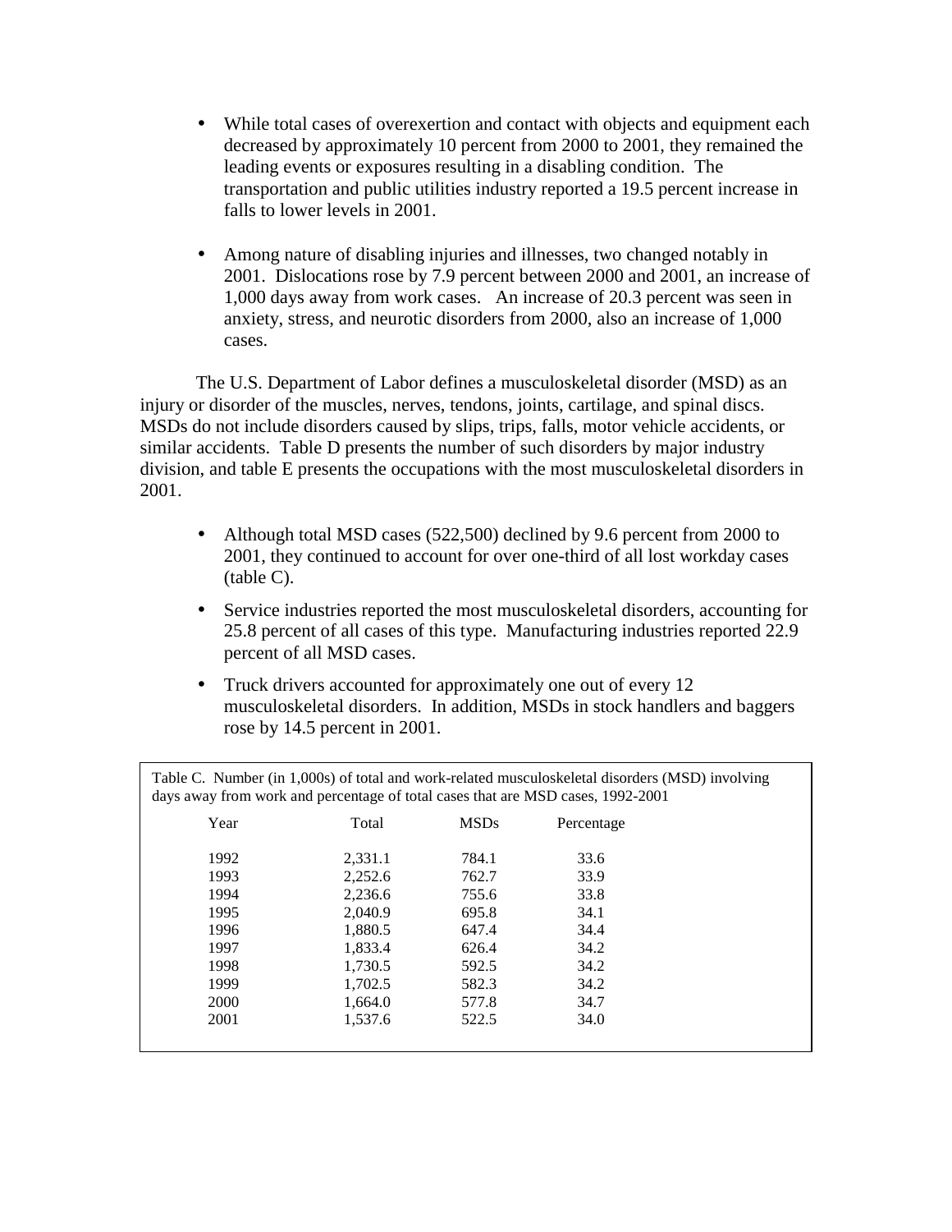- While total cases of overexertion and contact with objects and equipment each decreased by approximately 10 percent from 2000 to 2001, they remained the leading events or exposures resulting in a disabling condition. The transportation and public utilities industry reported a 19.5 percent increase in falls to lower levels in 2001.

- Among nature of disabling injuries and illnesses, two changed notably in 2001. Dislocations rose by 7.9 percent between 2000 and 2001, an increase of 1,000 days away from work cases. An increase of 20.3 percent was seen in anxiety, stress, and neurotic disorders from 2000, also an increase of 1,000 cases.

The U.S. Department of Labor defines a musculoskeletal disorder (MSD) as an injury or disorder of the muscles, nerves, tendons, joints, cartilage, and spinal discs. MSDs do not include disorders caused by slips, trips, falls, motor vehicle accidents, or similar accidents. Table D presents the number of such disorders by major industry division, and table E presents the occupations with the most musculoskeletal disorders in 2001.

- Although total MSD cases (522,500) declined by 9.6 percent from 2000 to 2001, they continued to account for over one-third of all lost workday cases (table C).

- Service industries reported the most musculoskeletal disorders, accounting for 25.8 percent of all cases of this type. Manufacturing industries reported 22.9 percent of all MSD cases.

- Truck drivers accounted for approximately one out of every 12 musculoskeletal disorders. In addition, MSDs in stock handlers and baggers rose by 14.5 percent in 2001.

Table C. Number (in 1,000s) of total and work-related musculoskeletal disorders (MSD) involving days away from work and percentage of total cases that are MSD cases, 1992-2001

| Year | Total | MSDs | Percentage |
|---|---|---|---|
| 1992 | 2,331.1 | 784.1 | 33.6 |
| 1993 | 2,252.6 | 762.7 | 33.9 |
| 1994 | 2,236.6 | 755.6 | 33.8 |
| 1995 | 2,040.9 | 695.8 | 34.1 |
| 1996 | 1,880.5 | 647.4 | 34.4 |
| 1997 | 1,833.4 | 626.4 | 34.2 |
| 1998 | 1,730.5 | 592.5 | 34.2 |
| 1999 | 1,702.5 | 582.3 | 34.2 |
| 2000 | 1,664.0 | 577.8 | 34.7 |
| 2001 | 1,537.6 | 522.5 | 34.0 |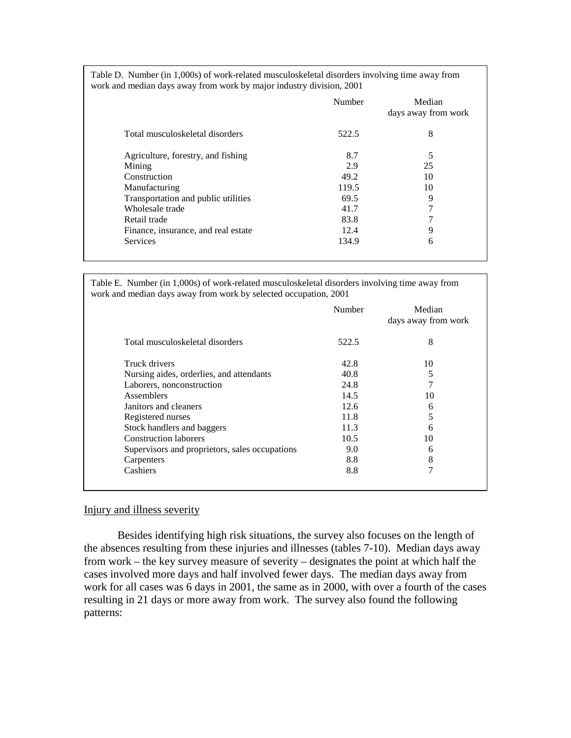Table D. Number (in 1,000s) of work-related musculoskeletal disorders involving time away from work and median days away from work by major industry division, 2001

| | Number | Median days away from work |
|---|---|---|
| Total musculoskeletal disorders | 522.5 | 8 |
| Agriculture, forestry, and fishing | 8.7 | 5 |
| Mining | 2.9 | 25 |
| Construction | 49.2 | 10 |
| Manufacturing | 119.5 | 10 |
| Transportation and public utilities | 69.5 | 9 |
| Wholesale trade | 41.7 | 7 |
| Retail trade | 83.8 | 7 |
| Finance, insurance, and real estate | 12.4 | 9 |
| Services | 134.9 | 6 |

Table E. Number (in 1,000s) of work-related musculoskeletal disorders involving time away from work and median days away from work by selected occupation, 2001

| | Number | Median days away from work |
|---|---|---|
| Total musculoskeletal disorders | 522.5 | 8 |
| Truck drivers | 42.8 | 10 |
| Nursing aides, orderlies, and attendants | 40.8 | 5 |
| Laborers, nonconstruction | 24.8 | 7 |
| Assemblers | 14.5 | 10 |
| Janitors and cleaners | 12.6 | 6 |
| Registered nurses | 11.8 | 5 |
| Stock handlers and baggers | 11.3 | 6 |
| Construction laborers | 10.5 | 10 |
| Supervisors and proprietors, sales occupations | 9.0 | 6 |
| Carpenters | 8.8 | 8 |
| Cashiers | 8.8 | 7 |

## Injury and illness severity

Besides identifying high risk situations, the survey also focuses on the length of the absences resulting from these injuries and illnesses (tables 7-10). Median days away from work – the key survey measure of severity – designates the point at which half the cases involved more days and half involved fewer days. The median days away from work for all cases was 6 days in 2001, the same as in 2000, with over a fourth of the cases resulting in 21 days or more away from work. The survey also found the following patterns: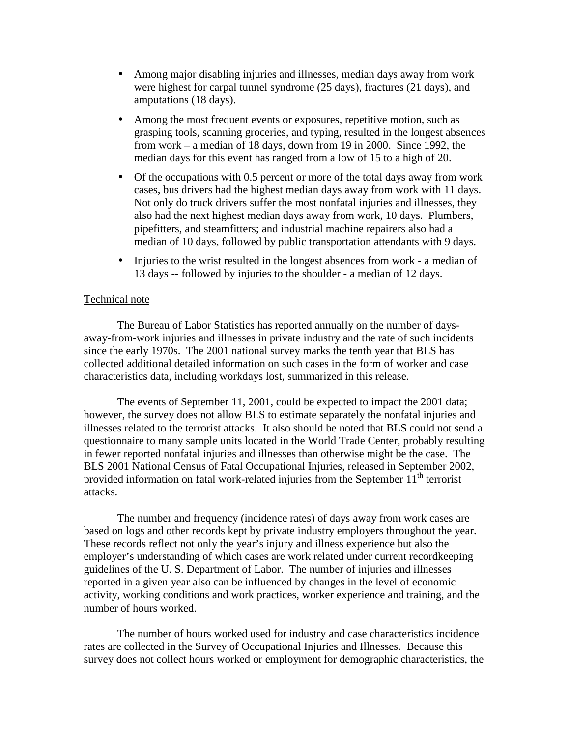- Among major disabling injuries and illnesses, median days away from work were highest for carpal tunnel syndrome (25 days), fractures (21 days), and amputations (18 days).
- Among the most frequent events or exposures, repetitive motion, such as grasping tools, scanning groceries, and typing, resulted in the longest absences from work – a median of 18 days, down from 19 in 2000. Since 1992, the median days for this event has ranged from a low of 15 to a high of 20.
- Of the occupations with 0.5 percent or more of the total days away from work cases, bus drivers had the highest median days away from work with 11 days. Not only do truck drivers suffer the most nonfatal injuries and illnesses, they also had the next highest median days away from work, 10 days. Plumbers, pipefitters, and steamfitters; and industrial machine repairers also had a median of 10 days, followed by public transportation attendants with 9 days.
- Injuries to the wrist resulted in the longest absences from work - a median of 13 days -- followed by injuries to the shoulder - a median of 12 days.

Technical note

The Bureau of Labor Statistics has reported annually on the number of days-away-from-work injuries and illnesses in private industry and the rate of such incidents since the early 1970s. The 2001 national survey marks the tenth year that BLS has collected additional detailed information on such cases in the form of worker and case characteristics data, including workdays lost, summarized in this release.

The events of September 11, 2001, could be expected to impact the 2001 data; however, the survey does not allow BLS to estimate separately the nonfatal injuries and illnesses related to the terrorist attacks. It also should be noted that BLS could not send a questionnaire to many sample units located in the World Trade Center, probably resulting in fewer reported nonfatal injuries and illnesses than otherwise might be the case. The BLS 2001 National Census of Fatal Occupational Injuries, released in September 2002, provided information on fatal work-related injuries from the September 11th terrorist attacks.

The number and frequency (incidence rates) of days away from work cases are based on logs and other records kept by private industry employers throughout the year. These records reflect not only the year's injury and illness experience but also the employer's understanding of which cases are work related under current recordkeeping guidelines of the U. S. Department of Labor. The number of injuries and illnesses reported in a given year also can be influenced by changes in the level of economic activity, working conditions and work practices, worker experience and training, and the number of hours worked.

The number of hours worked used for industry and case characteristics incidence rates are collected in the Survey of Occupational Injuries and Illnesses. Because this survey does not collect hours worked or employment for demographic characteristics, the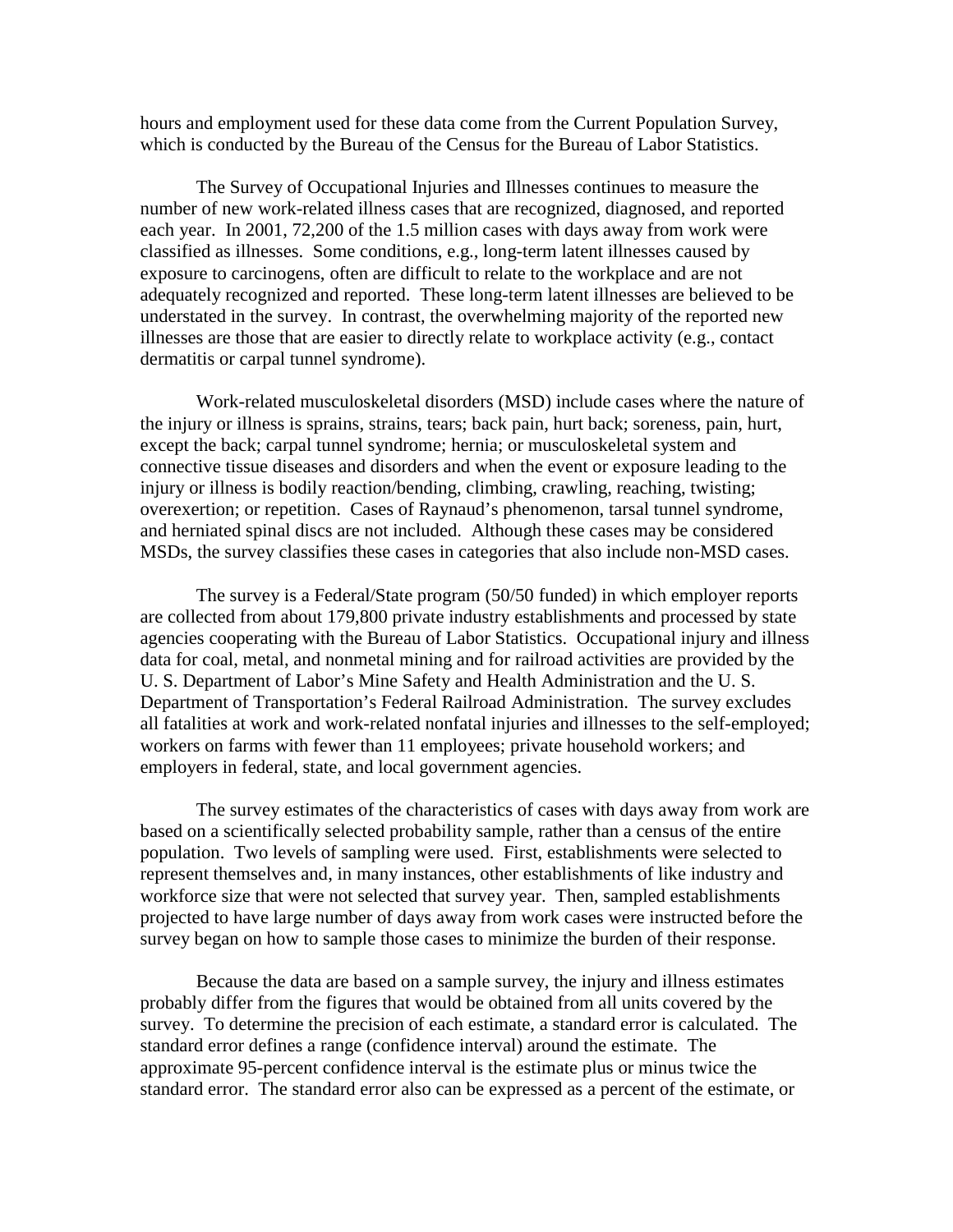hours and employment used for these data come from the Current Population Survey, which is conducted by the Bureau of the Census for the Bureau of Labor Statistics.

The Survey of Occupational Injuries and Illnesses continues to measure the number of new work-related illness cases that are recognized, diagnosed, and reported each year. In 2001, 72,200 of the 1.5 million cases with days away from work were classified as illnesses. Some conditions, e.g., long-term latent illnesses caused by exposure to carcinogens, often are difficult to relate to the workplace and are not adequately recognized and reported. These long-term latent illnesses are believed to be understated in the survey. In contrast, the overwhelming majority of the reported new illnesses are those that are easier to directly relate to workplace activity (e.g., contact dermatitis or carpal tunnel syndrome).

Work-related musculoskeletal disorders (MSD) include cases where the nature of the injury or illness is sprains, strains, tears; back pain, hurt back; soreness, pain, hurt, except the back; carpal tunnel syndrome; hernia; or musculoskeletal system and connective tissue diseases and disorders and when the event or exposure leading to the injury or illness is bodily reaction/bending, climbing, crawling, reaching, twisting; overexertion; or repetition. Cases of Raynaud's phenomenon, tarsal tunnel syndrome, and herniated spinal discs are not included. Although these cases may be considered MSDs, the survey classifies these cases in categories that also include non-MSD cases.

The survey is a Federal/State program (50/50 funded) in which employer reports are collected from about 179,800 private industry establishments and processed by state agencies cooperating with the Bureau of Labor Statistics. Occupational injury and illness data for coal, metal, and nonmetal mining and for railroad activities are provided by the U. S. Department of Labor's Mine Safety and Health Administration and the U. S. Department of Transportation's Federal Railroad Administration. The survey excludes all fatalities at work and work-related nonfatal injuries and illnesses to the self-employed; workers on farms with fewer than 11 employees; private household workers; and employers in federal, state, and local government agencies.

The survey estimates of the characteristics of cases with days away from work are based on a scientifically selected probability sample, rather than a census of the entire population. Two levels of sampling were used. First, establishments were selected to represent themselves and, in many instances, other establishments of like industry and workforce size that were not selected that survey year. Then, sampled establishments projected to have large number of days away from work cases were instructed before the survey began on how to sample those cases to minimize the burden of their response.

Because the data are based on a sample survey, the injury and illness estimates probably differ from the figures that would be obtained from all units covered by the survey. To determine the precision of each estimate, a standard error is calculated. The standard error defines a range (confidence interval) around the estimate. The approximate 95-percent confidence interval is the estimate plus or minus twice the standard error. The standard error also can be expressed as a percent of the estimate, or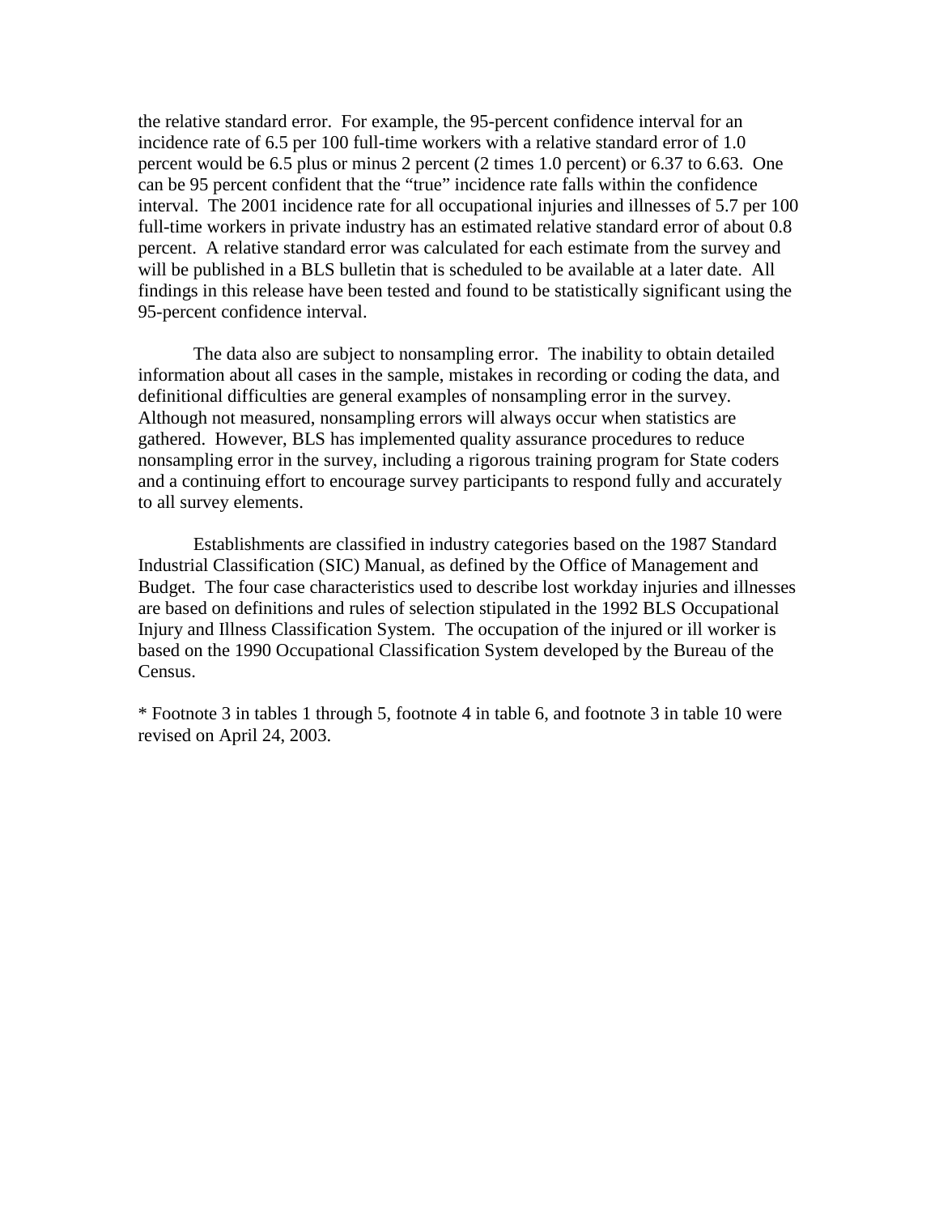the relative standard error. For example, the 95-percent confidence interval for an incidence rate of 6.5 per 100 full-time workers with a relative standard error of 1.0 percent would be 6.5 plus or minus 2 percent (2 times 1.0 percent) or 6.37 to 6.63. One can be 95 percent confident that the "true" incidence rate falls within the confidence interval. The 2001 incidence rate for all occupational injuries and illnesses of 5.7 per 100 full-time workers in private industry has an estimated relative standard error of about 0.8 percent. A relative standard error was calculated for each estimate from the survey and will be published in a BLS bulletin that is scheduled to be available at a later date. All findings in this release have been tested and found to be statistically significant using the 95-percent confidence interval.

The data also are subject to nonsampling error. The inability to obtain detailed information about all cases in the sample, mistakes in recording or coding the data, and definitional difficulties are general examples of nonsampling error in the survey. Although not measured, nonsampling errors will always occur when statistics are gathered. However, BLS has implemented quality assurance procedures to reduce nonsampling error in the survey, including a rigorous training program for State coders and a continuing effort to encourage survey participants to respond fully and accurately to all survey elements.

Establishments are classified in industry categories based on the 1987 Standard Industrial Classification (SIC) Manual, as defined by the Office of Management and Budget. The four case characteristics used to describe lost workday injuries and illnesses are based on definitions and rules of selection stipulated in the 1992 BLS Occupational Injury and Illness Classification System. The occupation of the injured or ill worker is based on the 1990 Occupational Classification System developed by the Bureau of the Census.

* Footnote 3 in tables 1 through 5, footnote 4 in table 6, and footnote 3 in table 10 were revised on April 24, 2003.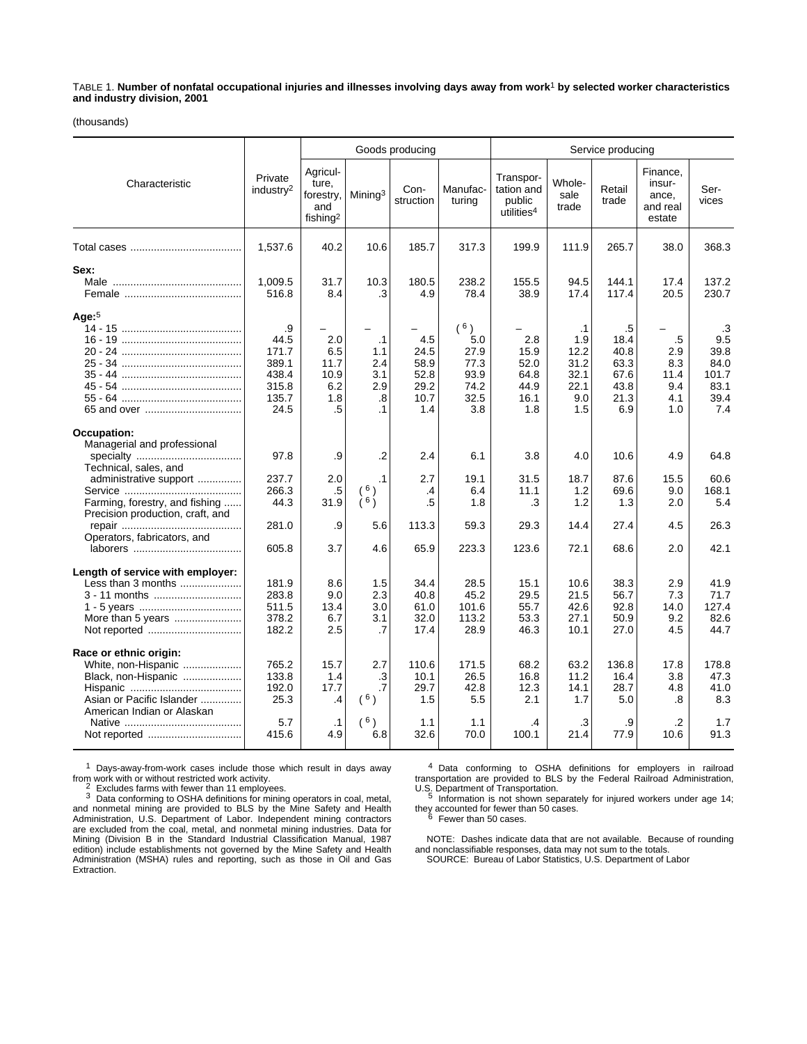TABLE 1. **Number of nonfatal occupational injuries and illnesses involving days away from work[1] by selected worker characteristics and industry division, 2001**

(thousands)

| Characteristic | Private industry[2] | Goods producing | | | | Service producing | | | | |
|---|---|---|---|---|---|---|---|---|---|---|
| | | Agriculture, forestry, and fishing[2] | Mining[3] | Construction | Manufacturing | Transportation and public utilities[4] | Wholesale trade | Retail trade | Finance, insurance, and real estate | Services |
| Total cases | 1,537.6 | 40.2 | 10.6 | 185.7 | 317.3 | 199.9 | 111.9 | 265.7 | 38.0 | 368.3 |
| **Sex:** | | | | | | | | | | |
| Male | 1,009.5 | 31.7 | 10.3 | 180.5 | 238.2 | 155.5 | 94.5 | 144.1 | 17.4 | 137.2 |
| Female | 516.8 | 8.4 | .3 | 4.9 | 78.4 | 38.9 | 17.4 | 117.4 | 20.5 | 230.7 |
| **Age:**[5] | | | | | | | | | | |
| 14 - 15 | .9 | – | – | – | (6) | – | .1 | .5 | – | .3 |
| 16 - 19 | 44.5 | 2.0 | .1 | 4.5 | 5.0 | 2.8 | 1.9 | 18.4 | .5 | 9.5 |
| 20 - 24 | 171.7 | 6.5 | 1.1 | 24.5 | 27.9 | 15.9 | 12.2 | 40.8 | 2.9 | 39.8 |
| 25 - 34 | 389.1 | 11.7 | 2.4 | 58.9 | 77.3 | 52.0 | 31.2 | 63.3 | 8.3 | 84.0 |
| 35 - 44 | 438.4 | 10.9 | 3.1 | 52.8 | 93.9 | 64.8 | 32.1 | 67.6 | 11.4 | 101.7 |
| 45 - 54 | 315.8 | 6.2 | 2.9 | 29.2 | 74.2 | 44.9 | 22.1 | 43.8 | 9.4 | 83.1 |
| 55 - 64 | 135.7 | 1.8 | .8 | 10.7 | 32.5 | 16.1 | 9.0 | 21.3 | 4.1 | 39.4 |
| 65 and over | 24.5 | .5 | .1 | 1.4 | 3.8 | 1.8 | 1.5 | 6.9 | 1.0 | 7.4 |
| **Occupation:** | | | | | | | | | | |
| Managerial and professional specialty | 97.8 | .9 | .2 | 2.4 | 6.1 | 3.8 | 4.0 | 10.6 | 4.9 | 64.8 |
| Technical, sales, and administrative support | 237.7 | 2.0 | .1 | 2.7 | 19.1 | 31.5 | 18.7 | 87.6 | 15.5 | 60.6 |
| Service | 266.3 | .5 | (6) | .4 | 6.4 | 11.1 | 1.2 | 69.6 | 9.0 | 168.1 |
| Farming, forestry, and fishing | 44.3 | 31.9 | (6) | .5 | 1.8 | .3 | 1.2 | 1.3 | 2.0 | 5.4 |
| Precision production, craft, and repair | 281.0 | .9 | 5.6 | 113.3 | 59.3 | 29.3 | 14.4 | 27.4 | 4.5 | 26.3 |
| Operators, fabricators, and laborers | 605.8 | 3.7 | 4.6 | 65.9 | 223.3 | 123.6 | 72.1 | 68.6 | 2.0 | 42.1 |
| **Length of service with employer:** | | | | | | | | | | |
| Less than 3 months | 181.9 | 8.6 | 1.5 | 34.4 | 28.5 | 15.1 | 10.6 | 38.3 | 2.9 | 41.9 |
| 3 - 11 months | 283.8 | 9.0 | 2.3 | 40.8 | 45.2 | 29.5 | 21.5 | 56.7 | 7.3 | 71.7 |
| 1 - 5 years | 511.5 | 13.4 | 3.0 | 61.0 | 101.6 | 55.7 | 42.6 | 92.8 | 14.0 | 127.4 |
| More than 5 years | 378.2 | 6.7 | 3.1 | 32.0 | 113.2 | 53.3 | 27.1 | 50.9 | 9.2 | 82.6 |
| Not reported | 182.2 | 2.5 | .7 | 17.4 | 28.9 | 46.3 | 10.1 | 27.0 | 4.5 | 44.7 |
| **Race or ethnic origin:** | | | | | | | | | | |
| White, non-Hispanic | 765.2 | 15.7 | 2.7 | 110.6 | 171.5 | 68.2 | 63.2 | 136.8 | 17.8 | 178.8 |
| Black, non-Hispanic | 133.8 | 1.4 | .3 | 10.1 | 26.5 | 16.8 | 11.2 | 16.4 | 3.8 | 47.3 |
| Hispanic | 192.0 | 17.7 | .7 | 29.7 | 42.8 | 12.3 | 14.1 | 28.7 | 4.8 | 41.0 |
| Asian or Pacific Islander | 25.3 | .4 | (6) | 1.5 | 5.5 | 2.1 | 1.7 | 5.0 | .8 | 8.3 |
| American Indian or Alaskan Native | 5.7 | .1 | (6) | 1.1 | 1.1 | .4 | .3 | .9 | .2 | 1.7 |
| Not reported | 415.6 | 4.9 | 6.8 | 32.6 | 70.0 | 100.1 | 21.4 | 77.9 | 10.6 | 91.3 |

[1] Days-away-from-work cases include those which result in days away from work with or without restricted work activity.

[2] Excludes farms with fewer than 11 employees.

[3] Data conforming to OSHA definitions for mining operators in coal, metal, and nonmetal mining are provided to BLS by the Mine Safety and Health Administration, U.S. Department of Labor. Independent mining contractors are excluded from the coal, metal, and nonmetal mining industries. Data for Mining (Division B in the Standard Industrial Classification Manual, 1987 edition) include establishments not governed by the Mine Safety and Health Administration (MSHA) rules and reporting, such as those in Oil and Gas Extraction.

[4] Data conforming to OSHA definitions for employers in railroad transportation are provided to BLS by the Federal Railroad Administration, U.S. Department of Transportation.

[5] Information is not shown separately for injured workers under age 14; they accounted for fewer than 50 cases.

[6] Fewer than 50 cases.

NOTE: Dashes indicate data that are not available. Because of rounding and nonclassifiable responses, data may not sum to the totals.

SOURCE: Bureau of Labor Statistics, U.S. Department of Labor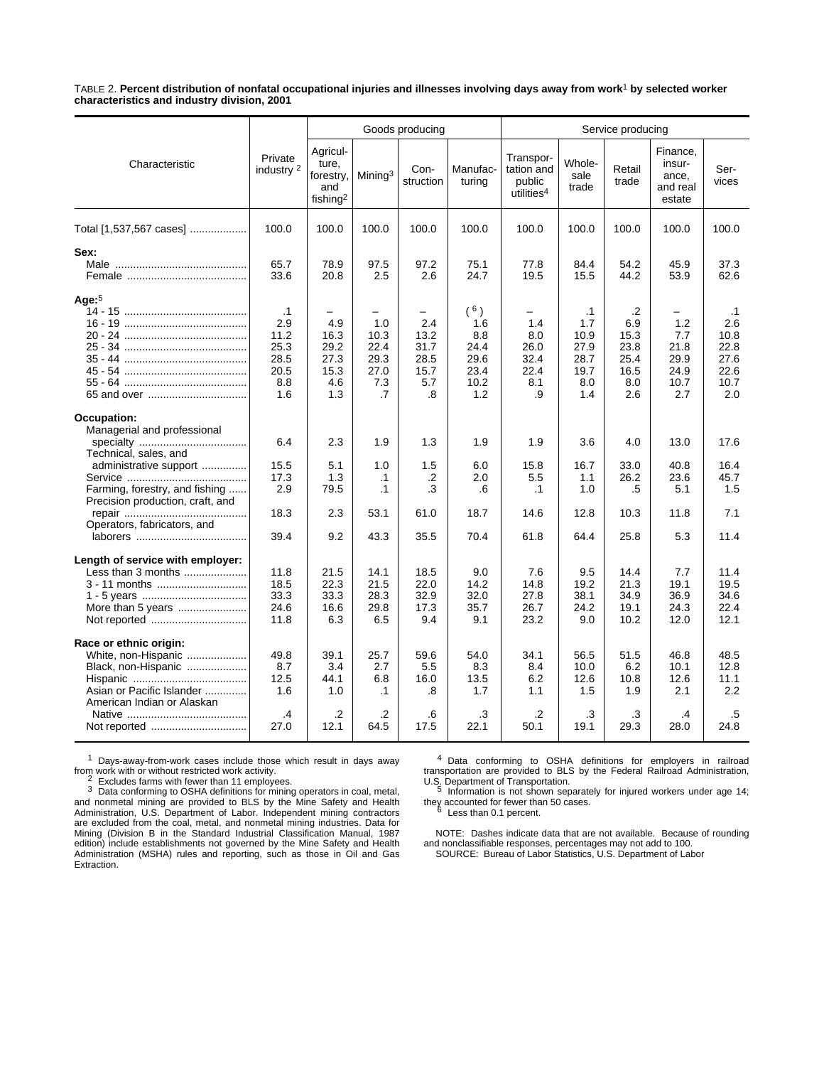TABLE 2. **Percent distribution of nonfatal occupational injuries and illnesses involving days away from work[1] by selected worker characteristics and industry division, 2001**

| Characteristic | Private industry [2] | Goods producing | | | | Service producing | | | | |
|---|---|---|---|---|---|---|---|---|---|---|
| | | Agriculture, forestry, and fishing[2] | Mining[3] | Construction | Manufacturing | Transportation and public utilities[4] | Wholesale trade | Retail trade | Finance, insurance, and real estate | Services |
| Total [1,537,567 cases] | 100.0 | 100.0 | 100.0 | 100.0 | 100.0 | 100.0 | 100.0 | 100.0 | 100.0 | 100.0 |
| **Sex:** | | | | | | | | | | |
| Male | 65.7 | 78.9 | 97.5 | 97.2 | 75.1 | 77.8 | 84.4 | 54.2 | 45.9 | 37.3 |
| Female | 33.6 | 20.8 | 2.5 | 2.6 | 24.7 | 19.5 | 15.5 | 44.2 | 53.9 | 62.6 |
| **Age:**[5] | | | | | | | | | | |
| 14 - 15 | .1 | – | – | – | ([6]) | – | .1 | .2 | – | .1 |
| 16 - 19 | 2.9 | 4.9 | 1.0 | 2.4 | 1.6 | 1.4 | 1.7 | 6.9 | 1.2 | 2.6 |
| 20 - 24 | 11.2 | 16.3 | 10.3 | 13.2 | 8.8 | 8.0 | 10.9 | 15.3 | 7.7 | 10.8 |
| 25 - 34 | 25.3 | 29.2 | 22.4 | 31.7 | 24.4 | 26.0 | 27.9 | 23.8 | 21.8 | 22.8 |
| 35 - 44 | 28.5 | 27.3 | 29.3 | 28.5 | 29.6 | 32.4 | 28.7 | 25.4 | 29.9 | 27.6 |
| 45 - 54 | 20.5 | 15.3 | 27.0 | 15.7 | 23.4 | 22.4 | 19.7 | 16.5 | 24.9 | 22.6 |
| 55 - 64 | 8.8 | 4.6 | 7.3 | 5.7 | 10.2 | 8.1 | 8.0 | 8.0 | 10.7 | 10.7 |
| 65 and over | 1.6 | 1.3 | .7 | .8 | 1.2 | .9 | 1.4 | 2.6 | 2.7 | 2.0 |
| **Occupation:** | | | | | | | | | | |
| Managerial and professional specialty | 6.4 | 2.3 | 1.9 | 1.3 | 1.9 | 1.9 | 3.6 | 4.0 | 13.0 | 17.6 |
| Technical, sales, and administrative support | 15.5 | 5.1 | 1.0 | 1.5 | 6.0 | 15.8 | 16.7 | 33.0 | 40.8 | 16.4 |
| Service | 17.3 | 1.3 | .1 | .2 | 2.0 | 5.5 | 1.1 | 26.2 | 23.6 | 45.7 |
| Farming, forestry, and fishing | 2.9 | 79.5 | .1 | .3 | .6 | .1 | 1.0 | .5 | 5.1 | 1.5 |
| Precision production, craft, and repair | 18.3 | 2.3 | 53.1 | 61.0 | 18.7 | 14.6 | 12.8 | 10.3 | 11.8 | 7.1 |
| Operators, fabricators, and laborers | 39.4 | 9.2 | 43.3 | 35.5 | 70.4 | 61.8 | 64.4 | 25.8 | 5.3 | 11.4 |
| **Length of service with employer:** | | | | | | | | | | |
| Less than 3 months | 11.8 | 21.5 | 14.1 | 18.5 | 9.0 | 7.6 | 9.5 | 14.4 | 7.7 | 11.4 |
| 3 - 11 months | 18.5 | 22.3 | 21.5 | 22.0 | 14.2 | 14.8 | 19.2 | 21.3 | 19.1 | 19.5 |
| 1 - 5 years | 33.3 | 33.3 | 28.3 | 32.9 | 32.0 | 27.8 | 38.1 | 34.9 | 36.9 | 34.6 |
| More than 5 years | 24.6 | 16.6 | 29.8 | 17.3 | 35.7 | 26.7 | 24.2 | 19.1 | 24.3 | 22.4 |
| Not reported | 11.8 | 6.3 | 6.5 | 9.4 | 9.1 | 23.2 | 9.0 | 10.2 | 12.0 | 12.1 |
| **Race or ethnic origin:** | | | | | | | | | | |
| White, non-Hispanic | 49.8 | 39.1 | 25.7 | 59.6 | 54.0 | 34.1 | 56.5 | 51.5 | 46.8 | 48.5 |
| Black, non-Hispanic | 8.7 | 3.4 | 2.7 | 5.5 | 8.3 | 8.4 | 10.0 | 6.2 | 10.1 | 12.8 |
| Hispanic | 12.5 | 44.1 | 6.8 | 16.0 | 13.5 | 6.2 | 12.6 | 10.8 | 12.6 | 11.1 |
| Asian or Pacific Islander | 1.6 | 1.0 | .1 | .8 | 1.7 | 1.1 | 1.5 | 1.9 | 2.1 | 2.2 |
| American Indian or Alaskan Native | .4 | .2 | .2 | .6 | .3 | .2 | .3 | .3 | .4 | .5 |
| Not reported | 27.0 | 12.1 | 64.5 | 17.5 | 22.1 | 50.1 | 19.1 | 29.3 | 28.0 | 24.8 |

[1] Days-away-from-work cases include those which result in days away from work with or without restricted work activity.

[2] Excludes farms with fewer than 11 employees.

[3] Data conforming to OSHA definitions for mining operators in coal, metal, and nonmetal mining are provided to BLS by the Mine Safety and Health Administration, U.S. Department of Labor. Independent mining contractors are excluded from the coal, metal, and nonmetal mining industries. Data for Mining (Division B in the Standard Industrial Classification Manual, 1987 edition) include establishments not governed by the Mine Safety and Health Administration (MSHA) rules and reporting, such as those in Oil and Gas Extraction.

[4] Data conforming to OSHA definitions for employers in railroad transportation are provided to BLS by the Federal Railroad Administration, U.S. Department of Transportation.

[5] Information is not shown separately for injured workers under age 14; they accounted for fewer than 50 cases.

[6] Less than 0.1 percent.

NOTE: Dashes indicate data that are not available. Because of rounding and nonclassifiable responses, percentages may not add to 100.

SOURCE: Bureau of Labor Statistics, U.S. Department of Labor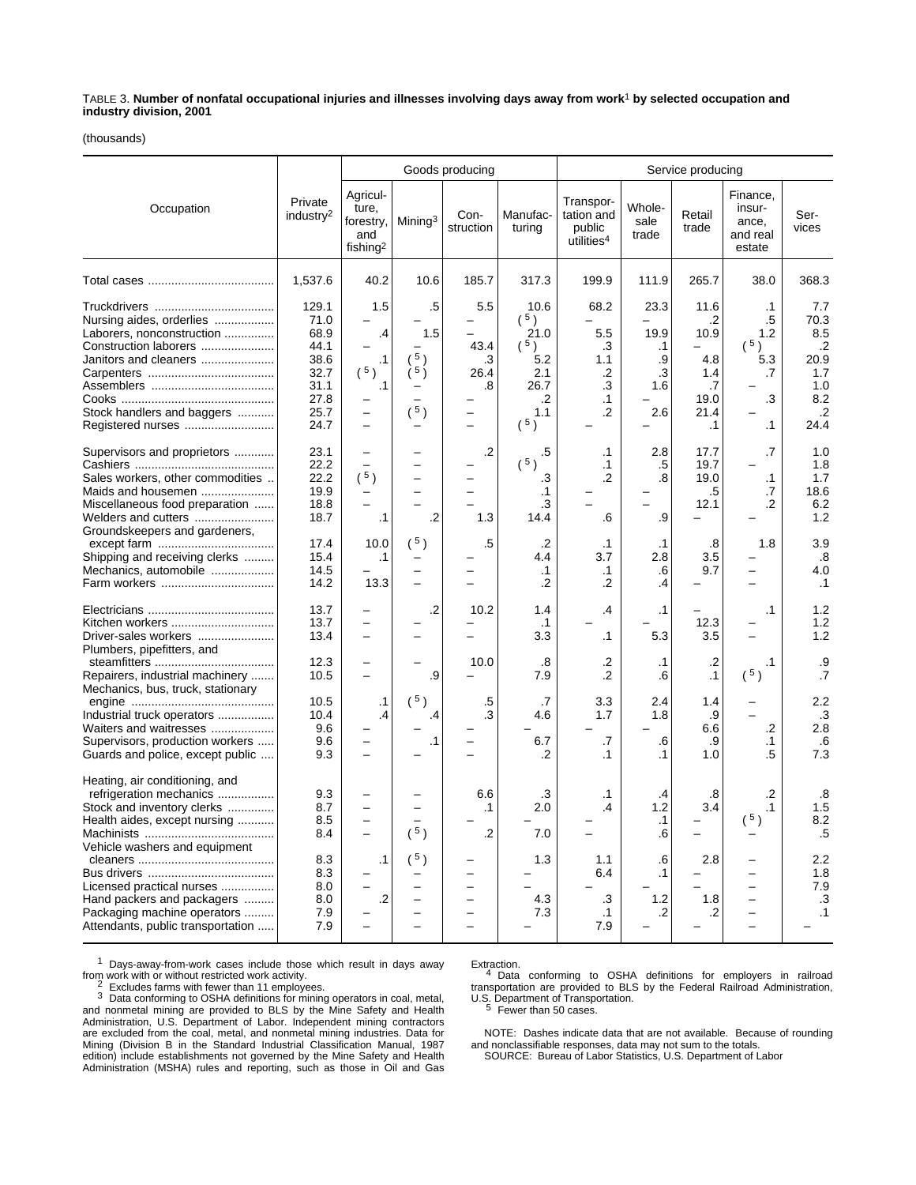TABLE 3. **Number of nonfatal occupational injuries and illnesses involving days away from work[1] by selected occupation and industry division, 2001**

(thousands)

| Occupation | Private industry[2] | Goods producing: Agriculture, forestry, and fishing[2] | Goods producing: Mining[3] | Goods producing: Construction | Goods producing: Manufacturing | Service producing: Transportation and public utilities[4] | Service producing: Wholesale trade | Service producing: Retail trade | Service producing: Finance, insurance, and real estate | Service producing: Services |
|---|---|---|---|---|---|---|---|---|---|---|
| Total cases | 1,537.6 | 40.2 | 10.6 | 185.7 | 317.3 | 199.9 | 111.9 | 265.7 | 38.0 | 368.3 |
| Truckdrivers | 129.1 | 1.5 | .5 | 5.5 | 10.6 | 68.2 | 23.3 | 11.6 | .1 | 7.7 |
| Nursing aides, orderlies | 71.0 | – | – | – | (5) | – | – | .2 | .5 | 70.3 |
| Laborers, nonconstruction | 68.9 | .4 | 1.5 | – | 21.0 | 5.5 | 19.9 | 10.9 | 1.2 | 8.5 |
| Construction laborers | 44.1 | – | – | 43.4 | (5) | .3 | .1 | – | (5) | .2 |
| Janitors and cleaners | 38.6 | .1 | (5) | .3 | 5.2 | 1.1 | .9 | 4.8 | 5.3 | 20.9 |
| Carpenters | 32.7 | (5) | (5) | 26.4 | 2.1 | .2 | .3 | 1.4 | .7 | 1.7 |
| Assemblers | 31.1 | .1 | – | .8 | 26.7 | .3 | 1.6 | .7 | – | 1.0 |
| Cooks | 27.8 | – | – | – | .2 | .1 | – | 19.0 | .3 | 8.2 |
| Stock handlers and baggers | 25.7 | – | (5) | – | 1.1 | .2 | 2.6 | 21.4 | – | .2 |
| Registered nurses | 24.7 | – | – | – | (5) | – | – | .1 | .1 | 24.4 |
| Supervisors and proprietors | 23.1 | – | – | .2 | .5 | .1 | 2.8 | 17.7 | .7 | 1.0 |
| Cashiers | 22.2 | – | – | – | (5) | .1 | .5 | 19.7 | – | 1.8 |
| Sales workers, other commodities | 22.2 | (5) | – | – | .3 | .2 | .8 | 19.0 | .1 | 1.7 |
| Maids and housemen | 19.9 | – | – | – | .1 | – | – | .5 | .7 | 18.6 |
| Miscellaneous food preparation | 18.8 | – | – | – | .3 | – | – | 12.1 | .2 | 6.2 |
| Welders and cutters | 18.7 | .1 | .2 | 1.3 | 14.4 | .6 | .9 | – | – | 1.2 |
| Groundskeepers and gardeners, except farm | 17.4 | 10.0 | (5) | .5 | .2 | .1 | .1 | .8 | 1.8 | 3.9 |
| Shipping and receiving clerks | 15.4 | .1 | – | – | 4.4 | 3.7 | 2.8 | 3.5 | – | .8 |
| Mechanics, automobile | 14.5 | – | – | – | .1 | .1 | .6 | 9.7 | – | 4.0 |
| Farm workers | 14.2 | 13.3 | – | – | .2 | .2 | .4 | – | – | .1 |
| Electricians | 13.7 | – | .2 | 10.2 | 1.4 | .4 | .1 | – | .1 | 1.2 |
| Kitchen workers | 13.7 | – | – | – | .1 | – | – | 12.3 | – | 1.2 |
| Driver-sales workers | 13.4 | – | – | – | 3.3 | .1 | 5.3 | 3.5 | – | 1.2 |
| Plumbers, pipefitters, and steamfitters | 12.3 | – | – | 10.0 | .8 | .2 | .1 | .2 | .1 | .9 |
| Repairers, industrial machinery | 10.5 | – | .9 | – | 7.9 | .2 | .6 | .1 | (5) | .7 |
| Mechanics, bus, truck, stationary engine | 10.5 | .1 | (5) | .5 | .7 | 3.3 | 2.4 | 1.4 | – | 2.2 |
| Industrial truck operators | 10.4 | .4 | .4 | .3 | 4.6 | 1.7 | 1.8 | .9 | – | .3 |
| Waiters and waitresses | 9.6 | – | – | – | – | – | – | 6.6 | .2 | 2.8 |
| Supervisors, production workers | 9.6 | – | .1 | – | 6.7 | .7 | .6 | .9 | .1 | .6 |
| Guards and police, except public | 9.3 | – | – | – | .2 | .1 | .1 | 1.0 | .5 | 7.3 |
| Heating, air conditioning, and refrigeration mechanics | 9.3 | – | – | 6.6 | .3 | .1 | .4 | .8 | .2 | .8 |
| Stock and inventory clerks | 8.7 | – | – | .1 | 2.0 | .4 | 1.2 | 3.4 | .1 | 1.5 |
| Health aides, except nursing | 8.5 | – | – | – | – | – | .1 | – | (5) | 8.2 |
| Machinists | 8.4 | – | (5) | .2 | 7.0 | – | .6 | – | – | .5 |
| Vehicle washers and equipment cleaners | 8.3 | .1 | (5) | – | 1.3 | 1.1 | .6 | 2.8 | – | 2.2 |
| Bus drivers | 8.3 | – | – | – | – | 6.4 | .1 | – | – | 1.8 |
| Licensed practical nurses | 8.0 | – | – | – | – | – | – | – | – | 7.9 |
| Hand packers and packagers | 8.0 | .2 | – | – | 4.3 | .3 | 1.2 | 1.8 | – | .3 |
| Packaging machine operators | 7.9 | – | – | – | 7.3 | .1 | .2 | .2 | – | .1 |
| Attendants, public transportation | 7.9 | – | – | – | – | 7.9 | – | – | – | – |

[1] Days-away-from-work cases include those which result in days away from work with or without restricted work activity.

[2] Excludes farms with fewer than 11 employees.

[3] Data conforming to OSHA definitions for mining operators in coal, metal, and nonmetal mining are provided to BLS by the Mine Safety and Health Administration, U.S. Department of Labor. Independent mining contractors are excluded from the coal, metal, and nonmetal mining industries. Data for Mining (Division B in the Standard Industrial Classification Manual, 1987 edition) include establishments not governed by the Mine Safety and Health Administration (MSHA) rules and reporting, such as those in Oil and Gas Extraction.

[4] Data conforming to OSHA definitions for employers in railroad transportation are provided to BLS by the Federal Railroad Administration, U.S. Department of Transportation.

[5] Fewer than 50 cases.

NOTE: Dashes indicate data that are not available. Because of rounding and nonclassifiable responses, data may not sum to the totals.

SOURCE: Bureau of Labor Statistics, U.S. Department of Labor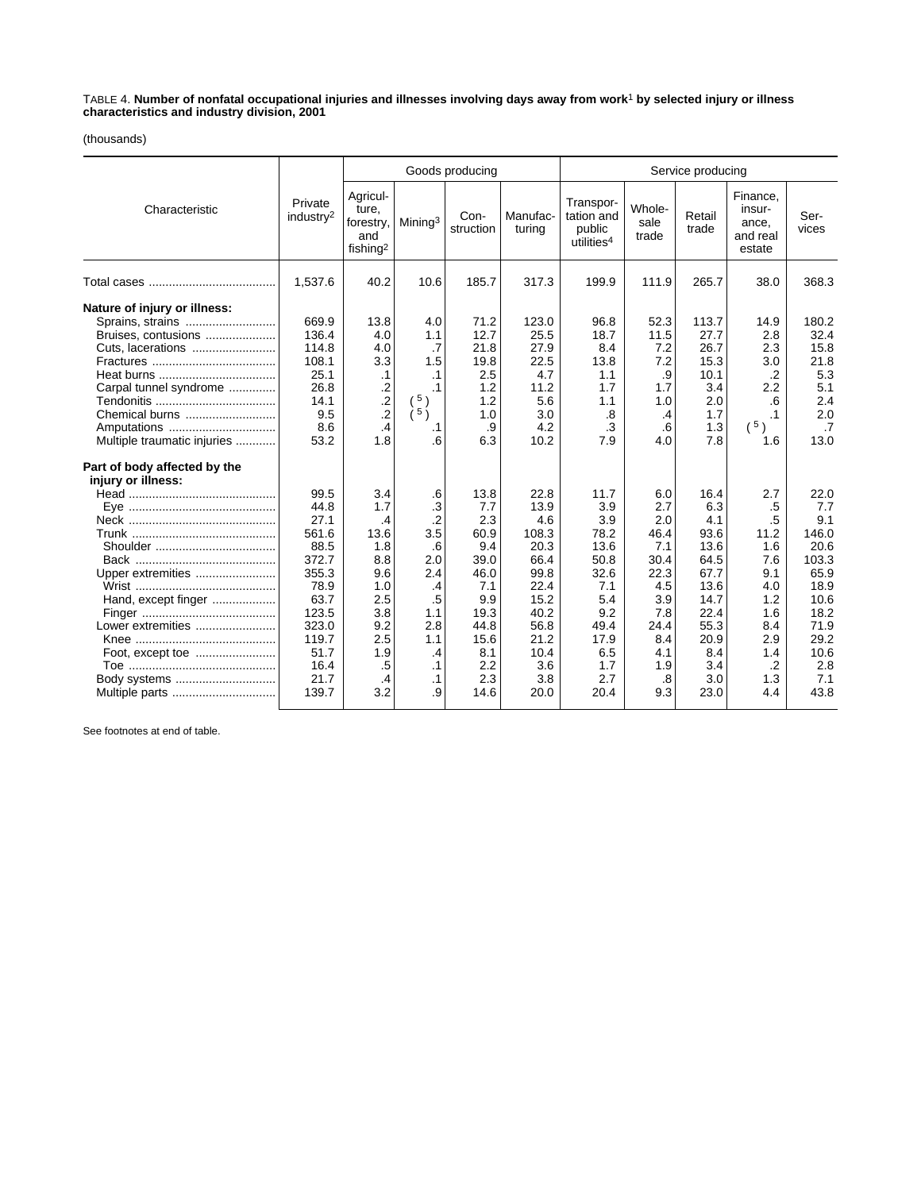TABLE 4. **Number of nonfatal occupational injuries and illnesses involving days away from work[1] by selected injury or illness characteristics and industry division, 2001**

(thousands)

| Characteristic | Private industry[2] | Goods producing | | | | Service producing | | | | |
|---|---|---|---|---|---|---|---|---|---|---|
| | | Agriculture, forestry, and fishing[2] | Mining[3] | Construction | Manufacturing | Transportation and public utilities[4] | Wholesale trade | Retail trade | Finance, insurance, and real estate | Services |
| Total cases | 1,537.6 | 40.2 | 10.6 | 185.7 | 317.3 | 199.9 | 111.9 | 265.7 | 38.0 | 368.3 |
| **Nature of injury or illness:** | | | | | | | | | | |
| Sprains, strains | 669.9 | 13.8 | 4.0 | 71.2 | 123.0 | 96.8 | 52.3 | 113.7 | 14.9 | 180.2 |
| Bruises, contusions | 136.4 | 4.0 | 1.1 | 12.7 | 25.5 | 18.7 | 11.5 | 27.7 | 2.8 | 32.4 |
| Cuts, lacerations | 114.8 | 4.0 | .7 | 21.8 | 27.9 | 8.4 | 7.2 | 26.7 | 2.3 | 15.8 |
| Fractures | 108.1 | 3.3 | 1.5 | 19.8 | 22.5 | 13.8 | 7.2 | 15.3 | 3.0 | 21.8 |
| Heat burns | 25.1 | .1 | .1 | 2.5 | 4.7 | 1.1 | .9 | 10.1 | .2 | 5.3 |
| Carpal tunnel syndrome | 26.8 | .2 | .1 | 1.2 | 11.2 | 1.7 | 1.7 | 3.4 | 2.2 | 5.1 |
| Tendonitis | 14.1 | .2 | ([5]) | 1.2 | 5.6 | 1.1 | 1.0 | 2.0 | .6 | 2.4 |
| Chemical burns | 9.5 | .2 | ([5]) | 1.0 | 3.0 | .8 | .4 | 1.7 | .1 | 2.0 |
| Amputations | 8.6 | .4 | .1 | .9 | 4.2 | .3 | .6 | 1.3 | ([5]) | .7 |
| Multiple traumatic injuries | 53.2 | 1.8 | .6 | 6.3 | 10.2 | 7.9 | 4.0 | 7.8 | 1.6 | 13.0 |
| **Part of body affected by the injury or illness:** | | | | | | | | | | |
| Head | 99.5 | 3.4 | .6 | 13.8 | 22.8 | 11.7 | 6.0 | 16.4 | 2.7 | 22.0 |
| Eye | 44.8 | 1.7 | .3 | 7.7 | 13.9 | 3.9 | 2.7 | 6.3 | .5 | 7.7 |
| Neck | 27.1 | .4 | .2 | 2.3 | 4.6 | 3.9 | 2.0 | 4.1 | .5 | 9.1 |
| Trunk | 561.6 | 13.6 | 3.5 | 60.9 | 108.3 | 78.2 | 46.4 | 93.6 | 11.2 | 146.0 |
| Shoulder | 88.5 | 1.8 | .6 | 9.4 | 20.3 | 13.6 | 7.1 | 13.6 | 1.6 | 20.6 |
| Back | 372.7 | 8.8 | 2.0 | 39.0 | 66.4 | 50.8 | 30.4 | 64.5 | 7.6 | 103.3 |
| Upper extremities | 355.3 | 9.6 | 2.4 | 46.0 | 99.8 | 32.6 | 22.3 | 67.7 | 9.1 | 65.9 |
| Wrist | 78.9 | 1.0 | .4 | 7.1 | 22.4 | 7.1 | 4.5 | 13.6 | 4.0 | 18.9 |
| Hand, except finger | 63.7 | 2.5 | .5 | 9.9 | 15.2 | 5.4 | 3.9 | 14.7 | 1.2 | 10.6 |
| Finger | 123.5 | 3.8 | 1.1 | 19.3 | 40.2 | 9.2 | 7.8 | 22.4 | 1.6 | 18.2 |
| Lower extremities | 323.0 | 9.2 | 2.8 | 44.8 | 56.8 | 49.4 | 24.4 | 55.3 | 8.4 | 71.9 |
| Knee | 119.7 | 2.5 | 1.1 | 15.6 | 21.2 | 17.9 | 8.4 | 20.9 | 2.9 | 29.2 |
| Foot, except toe | 51.7 | 1.9 | .4 | 8.1 | 10.4 | 6.5 | 4.1 | 8.4 | 1.4 | 10.6 |
| Toe | 16.4 | .5 | .1 | 2.2 | 3.6 | 1.7 | 1.9 | 3.4 | .2 | 2.8 |
| Body systems | 21.7 | .4 | .1 | 2.3 | 3.8 | 2.7 | .8 | 3.0 | 1.3 | 7.1 |
| Multiple parts | 139.7 | 3.2 | .9 | 14.6 | 20.0 | 20.4 | 9.3 | 23.0 | 4.4 | 43.8 |

See footnotes at end of table.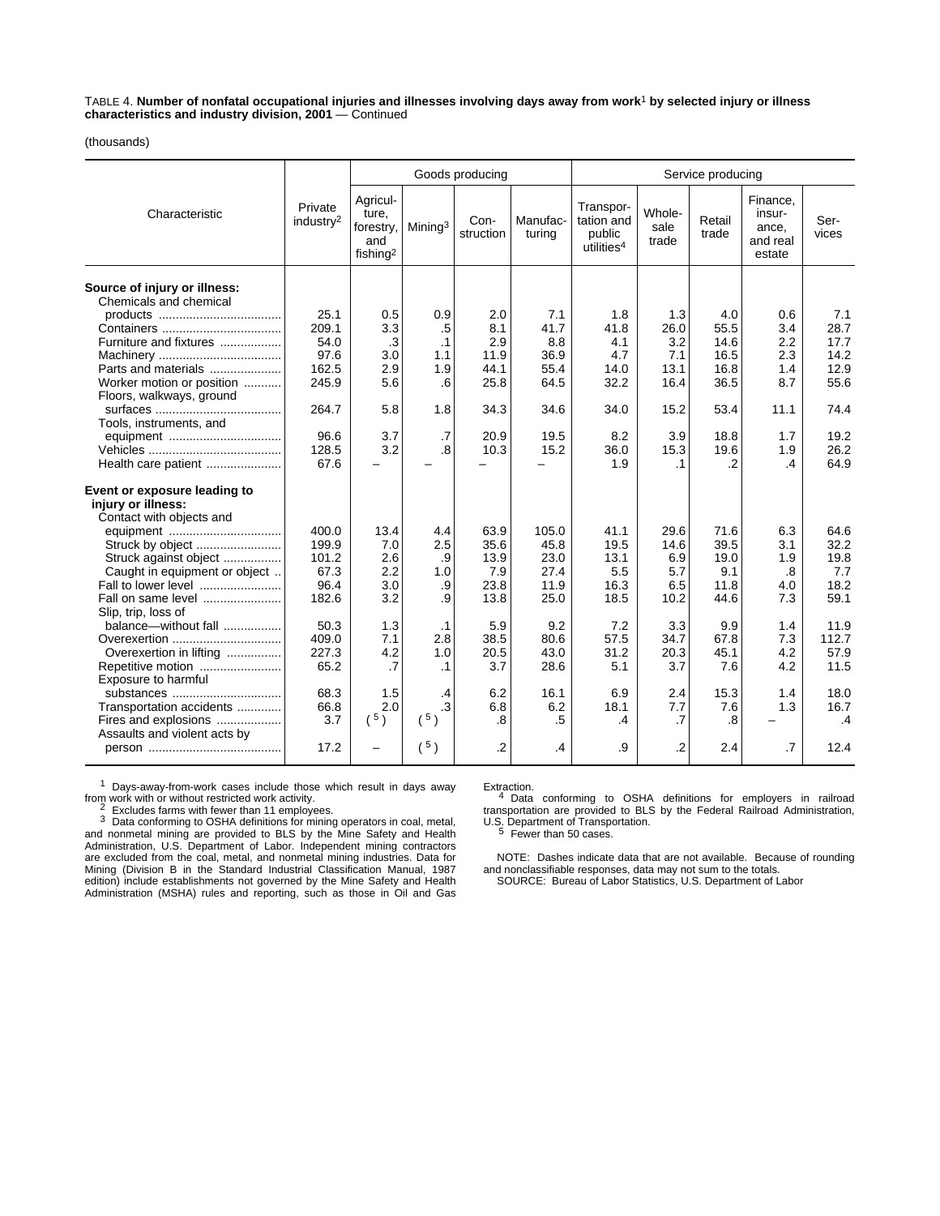TABLE 4. **Number of nonfatal occupational injuries and illnesses involving days away from work[1] by selected injury or illness characteristics and industry division, 2001** — Continued

(thousands)

| Characteristic | Private industry[2] | Goods producing | | | | Service producing | | | | |
|---|---|---|---|---|---|---|---|---|---|---|
| | | Agriculture, forestry, and fishing[2] | Mining[3] | Construction | Manufacturing | Transportation and public utilities[4] | Wholesale trade | Retail trade | Finance, insurance, and real estate | Services |
| **Source of injury or illness:** | | | | | | | | | | |
| Chemicals and chemical products | 25.1 | 0.5 | 0.9 | 2.0 | 7.1 | 1.8 | 1.3 | 4.0 | 0.6 | 7.1 |
| Containers | 209.1 | 3.3 | .5 | 8.1 | 41.7 | 41.8 | 26.0 | 55.5 | 3.4 | 28.7 |
| Furniture and fixtures | 54.0 | .3 | .1 | 2.9 | 8.8 | 4.1 | 3.2 | 14.6 | 2.2 | 17.7 |
| Machinery | 97.6 | 3.0 | 1.1 | 11.9 | 36.9 | 4.7 | 7.1 | 16.5 | 2.3 | 14.2 |
| Parts and materials | 162.5 | 2.9 | 1.9 | 44.1 | 55.4 | 14.0 | 13.1 | 16.8 | 1.4 | 12.9 |
| Worker motion or position | 245.9 | 5.6 | .6 | 25.8 | 64.5 | 32.2 | 16.4 | 36.5 | 8.7 | 55.6 |
| Floors, walkways, ground surfaces | 264.7 | 5.8 | 1.8 | 34.3 | 34.6 | 34.0 | 15.2 | 53.4 | 11.1 | 74.4 |
| Tools, instruments, and equipment | 96.6 | 3.7 | .7 | 20.9 | 19.5 | 8.2 | 3.9 | 18.8 | 1.7 | 19.2 |
| Vehicles | 128.5 | 3.2 | .8 | 10.3 | 15.2 | 36.0 | 15.3 | 19.6 | 1.9 | 26.2 |
| Health care patient | 67.6 | – | – | – | – | 1.9 | .1 | .2 | .4 | 64.9 |
| **Event or exposure leading to injury or illness:** | | | | | | | | | | |
| Contact with objects and equipment | 400.0 | 13.4 | 4.4 | 63.9 | 105.0 | 41.1 | 29.6 | 71.6 | 6.3 | 64.6 |
| Struck by object | 199.9 | 7.0 | 2.5 | 35.6 | 45.8 | 19.5 | 14.6 | 39.5 | 3.1 | 32.2 |
| Struck against object | 101.2 | 2.6 | .9 | 13.9 | 23.0 | 13.1 | 6.9 | 19.0 | 1.9 | 19.8 |
| Caught in equipment or object | 67.3 | 2.2 | 1.0 | 7.9 | 27.4 | 5.5 | 5.7 | 9.1 | .8 | 7.7 |
| Fall to lower level | 96.4 | 3.0 | .9 | 23.8 | 11.9 | 16.3 | 6.5 | 11.8 | 4.0 | 18.2 |
| Fall on same level | 182.6 | 3.2 | .9 | 13.8 | 25.0 | 18.5 | 10.2 | 44.6 | 7.3 | 59.1 |
| Slip, trip, loss of balance—without fall | 50.3 | 1.3 | .1 | 5.9 | 9.2 | 7.2 | 3.3 | 9.9 | 1.4 | 11.9 |
| Overexertion | 409.0 | 7.1 | 2.8 | 38.5 | 80.6 | 57.5 | 34.7 | 67.8 | 7.3 | 112.7 |
| Overexertion in lifting | 227.3 | 4.2 | 1.0 | 20.5 | 43.0 | 31.2 | 20.3 | 45.1 | 4.2 | 57.9 |
| Repetitive motion | 65.2 | .7 | .1 | 3.7 | 28.6 | 5.1 | 3.7 | 7.6 | 4.2 | 11.5 |
| Exposure to harmful substances | 68.3 | 1.5 | .4 | 6.2 | 16.1 | 6.9 | 2.4 | 15.3 | 1.4 | 18.0 |
| Transportation accidents | 66.8 | 2.0 | .3 | 6.8 | 6.2 | 18.1 | 7.7 | 7.6 | 1.3 | 16.7 |
| Fires and explosions | 3.7 | ([5]) | ([5]) | .8 | .5 | .4 | .7 | .8 | – | .4 |
| Assaults and violent acts by person | 17.2 | – | ([5]) | .2 | .4 | .9 | .2 | 2.4 | .7 | 12.4 |

[1] Days-away-from-work cases include those which result in days away from work with or without restricted work activity.

[2] Excludes farms with fewer than 11 employees.

[3] Data conforming to OSHA definitions for mining operators in coal, metal, and nonmetal mining are provided to BLS by the Mine Safety and Health Administration, U.S. Department of Labor. Independent mining contractors are excluded from the coal, metal, and nonmetal mining industries. Data for Mining (Division B in the Standard Industrial Classification Manual, 1987 edition) include establishments not governed by the Mine Safety and Health Administration (MSHA) rules and reporting, such as those in Oil and Gas Extraction.

[4] Data conforming to OSHA definitions for employers in railroad transportation are provided to BLS by the Federal Railroad Administration, U.S. Department of Transportation.

[5] Fewer than 50 cases.

NOTE: Dashes indicate data that are not available. Because of rounding and nonclassifiable responses, data may not sum to the totals.

SOURCE: Bureau of Labor Statistics, U.S. Department of Labor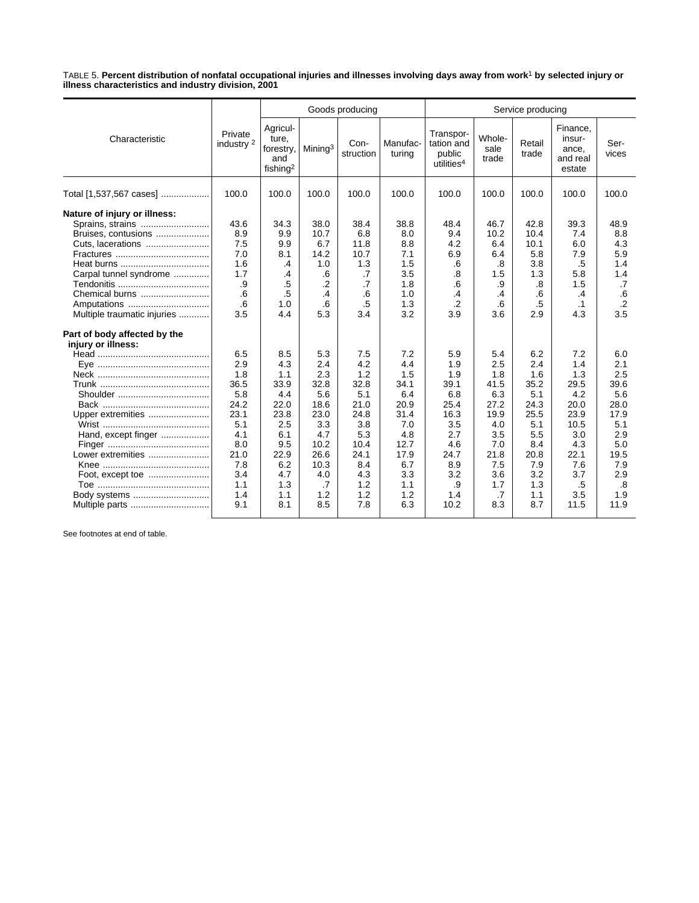TABLE 5. **Percent distribution of nonfatal occupational injuries and illnesses involving days away from work[1] by selected injury or illness characteristics and industry division, 2001**

| Characteristic | Private industry [2] | Goods producing | | | | Service producing | | | | |
|---|---|---|---|---|---|---|---|---|---|---|
| | | Agriculture, forestry, and fishing[2] | Mining[3] | Construction | Manufacturing | Transportation and public utilities[4] | Wholesale trade | Retail trade | Finance, insurance, and real estate | Services |
| Total [1,537,567 cases] | 100.0 | 100.0 | 100.0 | 100.0 | 100.0 | 100.0 | 100.0 | 100.0 | 100.0 | 100.0 |
| **Nature of injury or illness:** | | | | | | | | | | |
| Sprains, strains | 43.6 | 34.3 | 38.0 | 38.4 | 38.8 | 48.4 | 46.7 | 42.8 | 39.3 | 48.9 |
| Bruises, contusions | 8.9 | 9.9 | 10.7 | 6.8 | 8.0 | 9.4 | 10.2 | 10.4 | 7.4 | 8.8 |
| Cuts, lacerations | 7.5 | 9.9 | 6.7 | 11.8 | 8.8 | 4.2 | 6.4 | 10.1 | 6.0 | 4.3 |
| Fractures | 7.0 | 8.1 | 14.2 | 10.7 | 7.1 | 6.9 | 6.4 | 5.8 | 7.9 | 5.9 |
| Heat burns | 1.6 | .4 | 1.0 | 1.3 | 1.5 | .6 | .8 | 3.8 | .5 | 1.4 |
| Carpal tunnel syndrome | 1.7 | .4 | .6 | .7 | 3.5 | .8 | 1.5 | 1.3 | 5.8 | 1.4 |
| Tendonitis | .9 | .5 | .2 | .7 | 1.8 | .6 | .9 | .8 | 1.5 | .7 |
| Chemical burns | .6 | .5 | .4 | .6 | 1.0 | .4 | .4 | .6 | .4 | .6 |
| Amputations | .6 | 1.0 | .6 | .5 | 1.3 | .2 | .6 | .5 | .1 | .2 |
| Multiple traumatic injuries | 3.5 | 4.4 | 5.3 | 3.4 | 3.2 | 3.9 | 3.6 | 2.9 | 4.3 | 3.5 |
| **Part of body affected by the injury or illness:** | | | | | | | | | | |
| Head | 6.5 | 8.5 | 5.3 | 7.5 | 7.2 | 5.9 | 5.4 | 6.2 | 7.2 | 6.0 |
| Eye | 2.9 | 4.3 | 2.4 | 4.2 | 4.4 | 1.9 | 2.5 | 2.4 | 1.4 | 2.1 |
| Neck | 1.8 | 1.1 | 2.3 | 1.2 | 1.5 | 1.9 | 1.8 | 1.6 | 1.3 | 2.5 |
| Trunk | 36.5 | 33.9 | 32.8 | 32.8 | 34.1 | 39.1 | 41.5 | 35.2 | 29.5 | 39.6 |
| Shoulder | 5.8 | 4.4 | 5.6 | 5.1 | 6.4 | 6.8 | 6.3 | 5.1 | 4.2 | 5.6 |
| Back | 24.2 | 22.0 | 18.6 | 21.0 | 20.9 | 25.4 | 27.2 | 24.3 | 20.0 | 28.0 |
| Upper extremities | 23.1 | 23.8 | 23.0 | 24.8 | 31.4 | 16.3 | 19.9 | 25.5 | 23.9 | 17.9 |
| Wrist | 5.1 | 2.5 | 3.3 | 3.8 | 7.0 | 3.5 | 4.0 | 5.1 | 10.5 | 5.1 |
| Hand, except finger | 4.1 | 6.1 | 4.7 | 5.3 | 4.8 | 2.7 | 3.5 | 5.5 | 3.0 | 2.9 |
| Finger | 8.0 | 9.5 | 10.2 | 10.4 | 12.7 | 4.6 | 7.0 | 8.4 | 4.3 | 5.0 |
| Lower extremities | 21.0 | 22.9 | 26.6 | 24.1 | 17.9 | 24.7 | 21.8 | 20.8 | 22.1 | 19.5 |
| Knee | 7.8 | 6.2 | 10.3 | 8.4 | 6.7 | 8.9 | 7.5 | 7.9 | 7.6 | 7.9 |
| Foot, except toe | 3.4 | 4.7 | 4.0 | 4.3 | 3.3 | 3.2 | 3.6 | 3.2 | 3.7 | 2.9 |
| Toe | 1.1 | 1.3 | .7 | 1.2 | 1.1 | .9 | 1.7 | 1.3 | .5 | .8 |
| Body systems | 1.4 | 1.1 | 1.2 | 1.2 | 1.2 | 1.4 | .7 | 1.1 | 3.5 | 1.9 |
| Multiple parts | 9.1 | 8.1 | 8.5 | 7.8 | 6.3 | 10.2 | 8.3 | 8.7 | 11.5 | 11.9 |

See footnotes at end of table.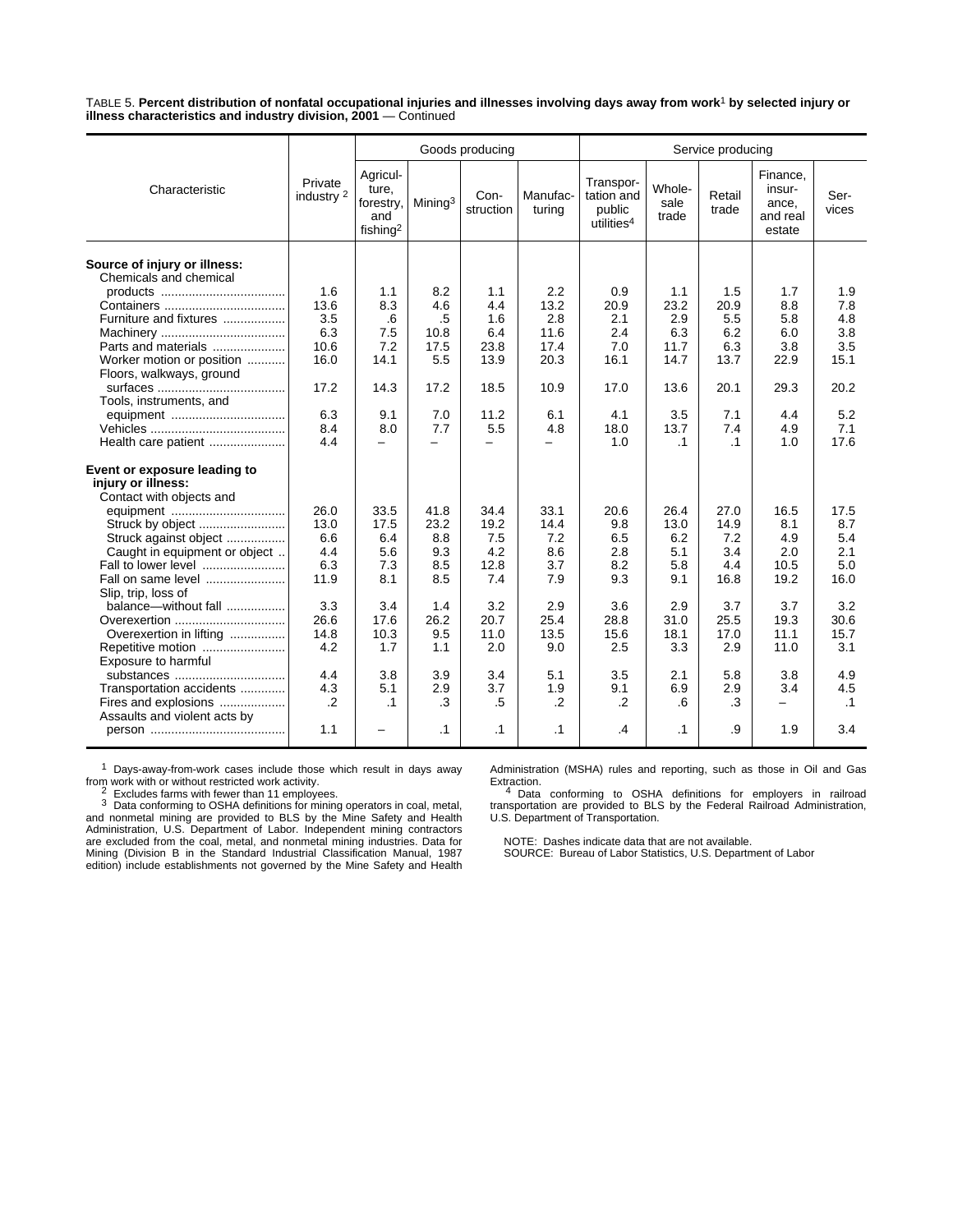TABLE 5. **Percent distribution of nonfatal occupational injuries and illnesses involving days away from work[1] by selected injury or illness characteristics and industry division, 2001** — Continued

| Characteristic | Private industry [2] | Goods producing | | | | Service producing | | | | |
|---|---|---|---|---|---|---|---|---|---|---|
| | | Agriculture, forestry, and fishing[2] | Mining[3] | Construction | Manufacturing | Transportation and public utilities[4] | Wholesale trade | Retail trade | Finance, insurance, and real estate | Services |
| **Source of injury or illness:** | | | | | | | | | | |
| Chemicals and chemical products | 1.6 | 1.1 | 8.2 | 1.1 | 2.2 | 0.9 | 1.1 | 1.5 | 1.7 | 1.9 |
| Containers | 13.6 | 8.3 | 4.6 | 4.4 | 13.2 | 20.9 | 23.2 | 20.9 | 8.8 | 7.8 |
| Furniture and fixtures | 3.5 | .6 | .5 | 1.6 | 2.8 | 2.1 | 2.9 | 5.5 | 5.8 | 4.8 |
| Machinery | 6.3 | 7.5 | 10.8 | 6.4 | 11.6 | 2.4 | 6.3 | 6.2 | 6.0 | 3.8 |
| Parts and materials | 10.6 | 7.2 | 17.5 | 23.8 | 17.4 | 7.0 | 11.7 | 6.3 | 3.8 | 3.5 |
| Worker motion or position | 16.0 | 14.1 | 5.5 | 13.9 | 20.3 | 16.1 | 14.7 | 13.7 | 22.9 | 15.1 |
| Floors, walkways, ground surfaces | 17.2 | 14.3 | 17.2 | 18.5 | 10.9 | 17.0 | 13.6 | 20.1 | 29.3 | 20.2 |
| Tools, instruments, and equipment | 6.3 | 9.1 | 7.0 | 11.2 | 6.1 | 4.1 | 3.5 | 7.1 | 4.4 | 5.2 |
| Vehicles | 8.4 | 8.0 | 7.7 | 5.5 | 4.8 | 18.0 | 13.7 | 7.4 | 4.9 | 7.1 |
| Health care patient | 4.4 | – | – | – | – | 1.0 | .1 | .1 | 1.0 | 17.6 |
| **Event or exposure leading to injury or illness:** | | | | | | | | | | |
| Contact with objects and equipment | 26.0 | 33.5 | 41.8 | 34.4 | 33.1 | 20.6 | 26.4 | 27.0 | 16.5 | 17.5 |
| Struck by object | 13.0 | 17.5 | 23.2 | 19.2 | 14.4 | 9.8 | 13.0 | 14.9 | 8.1 | 8.7 |
| Struck against object | 6.6 | 6.4 | 8.8 | 7.5 | 7.2 | 6.5 | 6.2 | 7.2 | 4.9 | 5.4 |
| Caught in equipment or object | 4.4 | 5.6 | 9.3 | 4.2 | 8.6 | 2.8 | 5.1 | 3.4 | 2.0 | 2.1 |
| Fall to lower level | 6.3 | 7.3 | 8.5 | 12.8 | 3.7 | 8.2 | 5.8 | 4.4 | 10.5 | 5.0 |
| Fall on same level | 11.9 | 8.1 | 8.5 | 7.4 | 7.9 | 9.3 | 9.1 | 16.8 | 19.2 | 16.0 |
| Slip, trip, loss of balance—without fall | 3.3 | 3.4 | 1.4 | 3.2 | 2.9 | 3.6 | 2.9 | 3.7 | 3.7 | 3.2 |
| Overexertion | 26.6 | 17.6 | 26.2 | 20.7 | 25.4 | 28.8 | 31.0 | 25.5 | 19.3 | 30.6 |
| Overexertion in lifting | 14.8 | 10.3 | 9.5 | 11.0 | 13.5 | 15.6 | 18.1 | 17.0 | 11.1 | 15.7 |
| Repetitive motion | 4.2 | 1.7 | 1.1 | 2.0 | 9.0 | 2.5 | 3.3 | 2.9 | 11.0 | 3.1 |
| Exposure to harmful substances | 4.4 | 3.8 | 3.9 | 3.4 | 5.1 | 3.5 | 2.1 | 5.8 | 3.8 | 4.9 |
| Transportation accidents | 4.3 | 5.1 | 2.9 | 3.7 | 1.9 | 9.1 | 6.9 | 2.9 | 3.4 | 4.5 |
| Fires and explosions | .2 | .1 | .3 | .5 | .2 | .2 | .6 | .3 | – | .1 |
| Assaults and violent acts by person | 1.1 | – | .1 | .1 | .1 | .4 | .1 | .9 | 1.9 | 3.4 |

[1] Days-away-from-work cases include those which result in days away from work with or without restricted work activity.

[2] Excludes farms with fewer than 11 employees.

[3] Data conforming to OSHA definitions for mining operators in coal, metal, and nonmetal mining are provided to BLS by the Mine Safety and Health Administration, U.S. Department of Labor. Independent mining contractors are excluded from the coal, metal, and nonmetal mining industries. Data for Mining (Division B in the Standard Industrial Classification Manual, 1987 edition) include establishments not governed by the Mine Safety and Health Administration (MSHA) rules and reporting, such as those in Oil and Gas Extraction.

[4] Data conforming to OSHA definitions for employers in railroad transportation are provided to BLS by the Federal Railroad Administration, U.S. Department of Transportation.

NOTE: Dashes indicate data that are not available.

SOURCE: Bureau of Labor Statistics, U.S. Department of Labor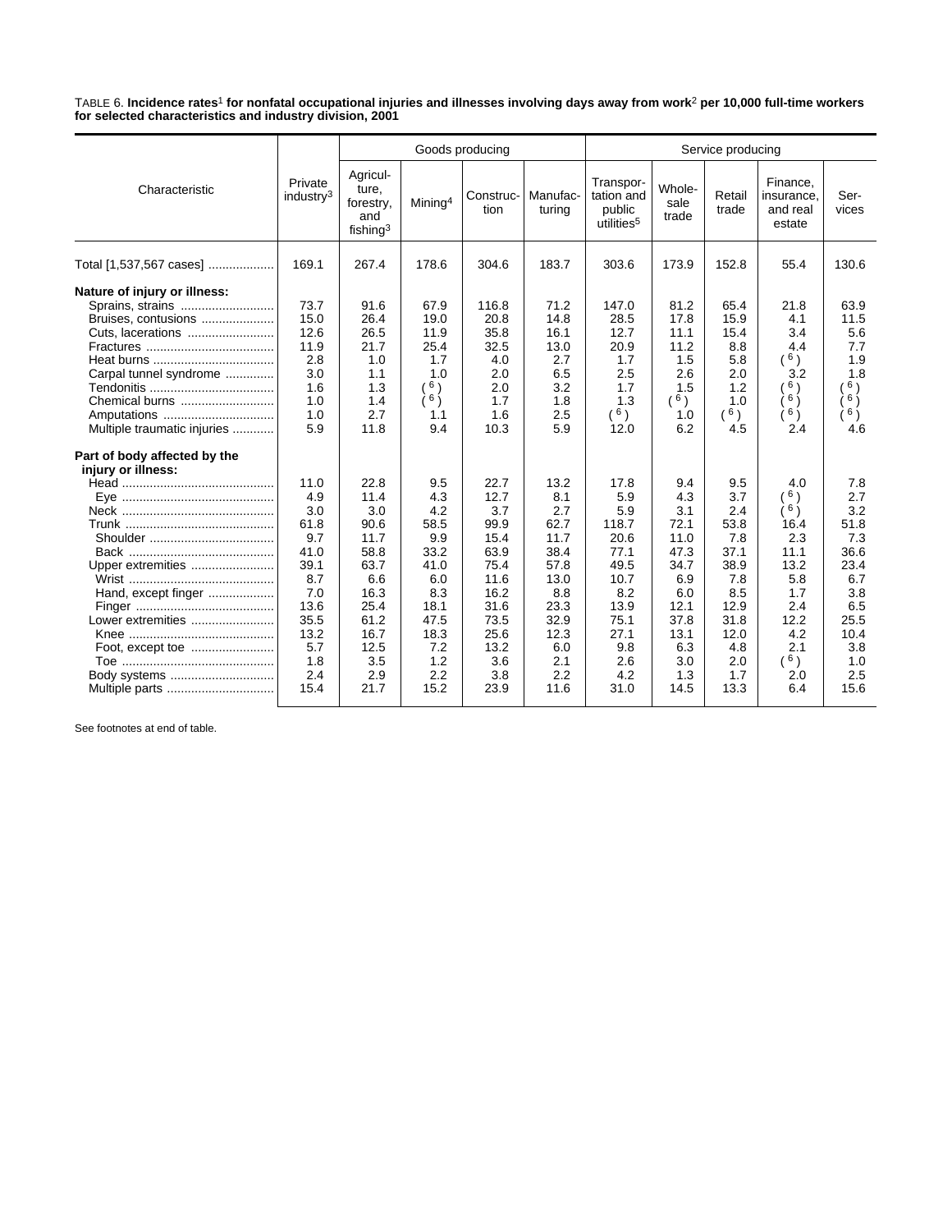TABLE 6. **Incidence rates[1] for nonfatal occupational injuries and illnesses involving days away from work[2] per 10,000 full-time workers for selected characteristics and industry division, 2001**

| Characteristic | Private industry[3] | Goods producing | | | | Service producing | | | | |
|---|---|---|---|---|---|---|---|---|---|---|
| | | Agriculture, forestry, and fishing[3] | Mining[4] | Construction | Manufacturing | Transportation and public utilities[5] | Wholesale trade | Retail trade | Finance, insurance, and real estate | Services |
| Total [1,537,567 cases] | 169.1 | 267.4 | 178.6 | 304.6 | 183.7 | 303.6 | 173.9 | 152.8 | 55.4 | 130.6 |
| **Nature of injury or illness:** | | | | | | | | | | |
| Sprains, strains | 73.7 | 91.6 | 67.9 | 116.8 | 71.2 | 147.0 | 81.2 | 65.4 | 21.8 | 63.9 |
| Bruises, contusions | 15.0 | 26.4 | 19.0 | 20.8 | 14.8 | 28.5 | 17.8 | 15.9 | 4.1 | 11.5 |
| Cuts, lacerations | 12.6 | 26.5 | 11.9 | 35.8 | 16.1 | 12.7 | 11.1 | 15.4 | 3.4 | 5.6 |
| Fractures | 11.9 | 21.7 | 25.4 | 32.5 | 13.0 | 20.9 | 11.2 | 8.8 | 4.4 | 7.7 |
| Heat burns | 2.8 | 1.0 | 1.7 | 4.0 | 2.7 | 1.7 | 1.5 | 5.8 | ([6]) | 1.9 |
| Carpal tunnel syndrome | 3.0 | 1.1 | 1.0 | 2.0 | 6.5 | 2.5 | 2.6 | 2.0 | 3.2 | 1.8 |
| Tendonitis | 1.6 | 1.3 | ([6]) | 2.0 | 3.2 | 1.7 | 1.5 | 1.2 | ([6]) | ([6]) |
| Chemical burns | 1.0 | 1.4 | ([6]) | 1.7 | 1.8 | 1.3 | ([6]) | 1.0 | ([6]) | ([6]) |
| Amputations | 1.0 | 2.7 | 1.1 | 1.6 | 2.5 | ([6]) | 1.0 | ([6]) | ([6]) | ([6]) |
| Multiple traumatic injuries | 5.9 | 11.8 | 9.4 | 10.3 | 5.9 | 12.0 | 6.2 | 4.5 | 2.4 | 4.6 |
| **Part of body affected by the injury or illness:** | | | | | | | | | | |
| Head | 11.0 | 22.8 | 9.5 | 22.7 | 13.2 | 17.8 | 9.4 | 9.5 | 4.0 | 7.8 |
| Eye | 4.9 | 11.4 | 4.3 | 12.7 | 8.1 | 5.9 | 4.3 | 3.7 | ([6]) | 2.7 |
| Neck | 3.0 | 3.0 | 4.2 | 3.7 | 2.7 | 5.9 | 3.1 | 2.4 | ([6]) | 3.2 |
| Trunk | 61.8 | 90.6 | 58.5 | 99.9 | 62.7 | 118.7 | 72.1 | 53.8 | 16.4 | 51.8 |
| Shoulder | 9.7 | 11.7 | 9.9 | 15.4 | 11.7 | 20.6 | 11.0 | 7.8 | 2.3 | 7.3 |
| Back | 41.0 | 58.8 | 33.2 | 63.9 | 38.4 | 77.1 | 47.3 | 37.1 | 11.1 | 36.6 |
| Upper extremities | 39.1 | 63.7 | 41.0 | 75.4 | 57.8 | 49.5 | 34.7 | 38.9 | 13.2 | 23.4 |
| Wrist | 8.7 | 6.6 | 6.0 | 11.6 | 13.0 | 10.7 | 6.9 | 7.8 | 5.8 | 6.7 |
| Hand, except finger | 7.0 | 16.3 | 8.3 | 16.2 | 8.8 | 8.2 | 6.0 | 8.5 | 1.7 | 3.8 |
| Finger | 13.6 | 25.4 | 18.1 | 31.6 | 23.3 | 13.9 | 12.1 | 12.9 | 2.4 | 6.5 |
| Lower extremities | 35.5 | 61.2 | 47.5 | 73.5 | 32.9 | 75.1 | 37.8 | 31.8 | 12.2 | 25.5 |
| Knee | 13.2 | 16.7 | 18.3 | 25.6 | 12.3 | 27.1 | 13.1 | 12.0 | 4.2 | 10.4 |
| Foot, except toe | 5.7 | 12.5 | 7.2 | 13.2 | 6.0 | 9.8 | 6.3 | 4.8 | 2.1 | 3.8 |
| Toe | 1.8 | 3.5 | 1.2 | 3.6 | 2.1 | 2.6 | 3.0 | 2.0 | ([6]) | 1.0 |
| Body systems | 2.4 | 2.9 | 2.2 | 3.8 | 2.2 | 4.2 | 1.3 | 1.7 | 2.0 | 2.5 |
| Multiple parts | 15.4 | 21.7 | 15.2 | 23.9 | 11.6 | 31.0 | 14.5 | 13.3 | 6.4 | 15.6 |

See footnotes at end of table.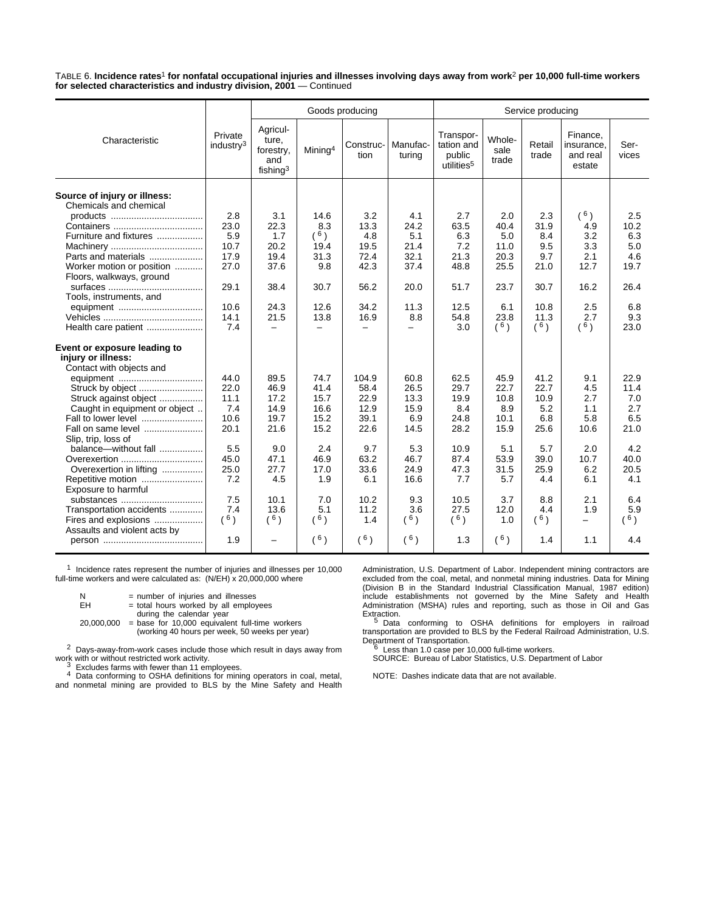TABLE 6. **Incidence rates[1] for nonfatal occupational injuries and illnesses involving days away from work[2] per 10,000 full-time workers for selected characteristics and industry division, 2001** — Continued

| Characteristic | Private industry[3] | Goods producing | | | | Service producing | | | | |
|---|---|---|---|---|---|---|---|---|---|---|
| | | Agriculture, forestry, and fishing[3] | Mining[4] | Construction | Manufacturing | Transportation and public utilities[5] | Wholesale trade | Retail trade | Finance, insurance, and real estate | Services |
| **Source of injury or illness:** | | | | | | | | | | |
| Chemicals and chemical products | 2.8 | 3.1 | 14.6 | 3.2 | 4.1 | 2.7 | 2.0 | 2.3 | (6) | 2.5 |
| Containers | 23.0 | 22.3 | 8.3 | 13.3 | 24.2 | 63.5 | 40.4 | 31.9 | 4.9 | 10.2 |
| Furniture and fixtures | 5.9 | 1.7 | (6) | 4.8 | 5.1 | 6.3 | 5.0 | 8.4 | 3.2 | 6.3 |
| Machinery | 10.7 | 20.2 | 19.4 | 19.5 | 21.4 | 7.2 | 11.0 | 9.5 | 3.3 | 5.0 |
| Parts and materials | 17.9 | 19.4 | 31.3 | 72.4 | 32.1 | 21.3 | 20.3 | 9.7 | 2.1 | 4.6 |
| Worker motion or position | 27.0 | 37.6 | 9.8 | 42.3 | 37.4 | 48.8 | 25.5 | 21.0 | 12.7 | 19.7 |
| Floors, walkways, ground surfaces | 29.1 | 38.4 | 30.7 | 56.2 | 20.0 | 51.7 | 23.7 | 30.7 | 16.2 | 26.4 |
| Tools, instruments, and equipment | 10.6 | 24.3 | 12.6 | 34.2 | 11.3 | 12.5 | 6.1 | 10.8 | 2.5 | 6.8 |
| Vehicles | 14.1 | 21.5 | 13.8 | 16.9 | 8.8 | 54.8 | 23.8 | 11.3 | 2.7 | 9.3 |
| Health care patient | 7.4 | – | – | – | – | 3.0 | (6) | (6) | (6) | 23.0 |
| **Event or exposure leading to injury or illness:** | | | | | | | | | | |
| Contact with objects and equipment | 44.0 | 89.5 | 74.7 | 104.9 | 60.8 | 62.5 | 45.9 | 41.2 | 9.1 | 22.9 |
| Struck by object | 22.0 | 46.9 | 41.4 | 58.4 | 26.5 | 29.7 | 22.7 | 22.7 | 4.5 | 11.4 |
| Struck against object | 11.1 | 17.2 | 15.7 | 22.9 | 13.3 | 19.9 | 10.8 | 10.9 | 2.7 | 7.0 |
| Caught in equipment or object | 7.4 | 14.9 | 16.6 | 12.9 | 15.9 | 8.4 | 8.9 | 5.2 | 1.1 | 2.7 |
| Fall to lower level | 10.6 | 19.7 | 15.2 | 39.1 | 6.9 | 24.8 | 10.1 | 6.8 | 5.8 | 6.5 |
| Fall on same level | 20.1 | 21.6 | 15.2 | 22.6 | 14.5 | 28.2 | 15.9 | 25.6 | 10.6 | 21.0 |
| Slip, trip, loss of balance—without fall | 5.5 | 9.0 | 2.4 | 9.7 | 5.3 | 10.9 | 5.1 | 5.7 | 2.0 | 4.2 |
| Overexertion | 45.0 | 47.1 | 46.9 | 63.2 | 46.7 | 87.4 | 53.9 | 39.0 | 10.7 | 40.0 |
| Overexertion in lifting | 25.0 | 27.7 | 17.0 | 33.6 | 24.9 | 47.3 | 31.5 | 25.9 | 6.2 | 20.5 |
| Repetitive motion | 7.2 | 4.5 | 1.9 | 6.1 | 16.6 | 7.7 | 5.7 | 4.4 | 6.1 | 4.1 |
| Exposure to harmful substances | 7.5 | 10.1 | 7.0 | 10.2 | 9.3 | 10.5 | 3.7 | 8.8 | 2.1 | 6.4 |
| Transportation accidents | 7.4 | 13.6 | 5.1 | 11.2 | 3.6 | 27.5 | 12.0 | 4.4 | 1.9 | 5.9 |
| Fires and explosions | (6) | (6) | (6) | 1.4 | (6) | (6) | 1.0 | (6) | – | (6) |
| Assaults and violent acts by person | 1.9 | – | (6) | (6) | (6) | 1.3 | (6) | 1.4 | 1.1 | 4.4 |

[1] Incidence rates represent the number of injuries and illnesses per 10,000 full-time workers and were calculated as: (N/EH) x 20,000,000 where

N = number of injuries and illnesses
EH = total hours worked by all employees during the calendar year
20,000,000 = base for 10,000 equivalent full-time workers (working 40 hours per week, 50 weeks per year)

[2] Days-away-from-work cases include those which result in days away from work with or without restricted work activity.

[3] Excludes farms with fewer than 11 employees.

[4] Data conforming to OSHA definitions for mining operators in coal, metal, and nonmetal mining are provided to BLS by the Mine Safety and Health Administration, U.S. Department of Labor. Independent mining contractors are excluded from the coal, metal, and nonmetal mining industries. Data for Mining (Division B in the Standard Industrial Classification Manual, 1987 edition) include establishments not governed by the Mine Safety and Health Administration (MSHA) rules and reporting, such as those in Oil and Gas Extraction.

[5] Data conforming to OSHA definitions for employers in railroad transportation are provided to BLS by the Federal Railroad Administration, U.S. Department of Transportation.

[6] Less than 1.0 case per 10,000 full-time workers.

SOURCE: Bureau of Labor Statistics, U.S. Department of Labor

NOTE: Dashes indicate data that are not available.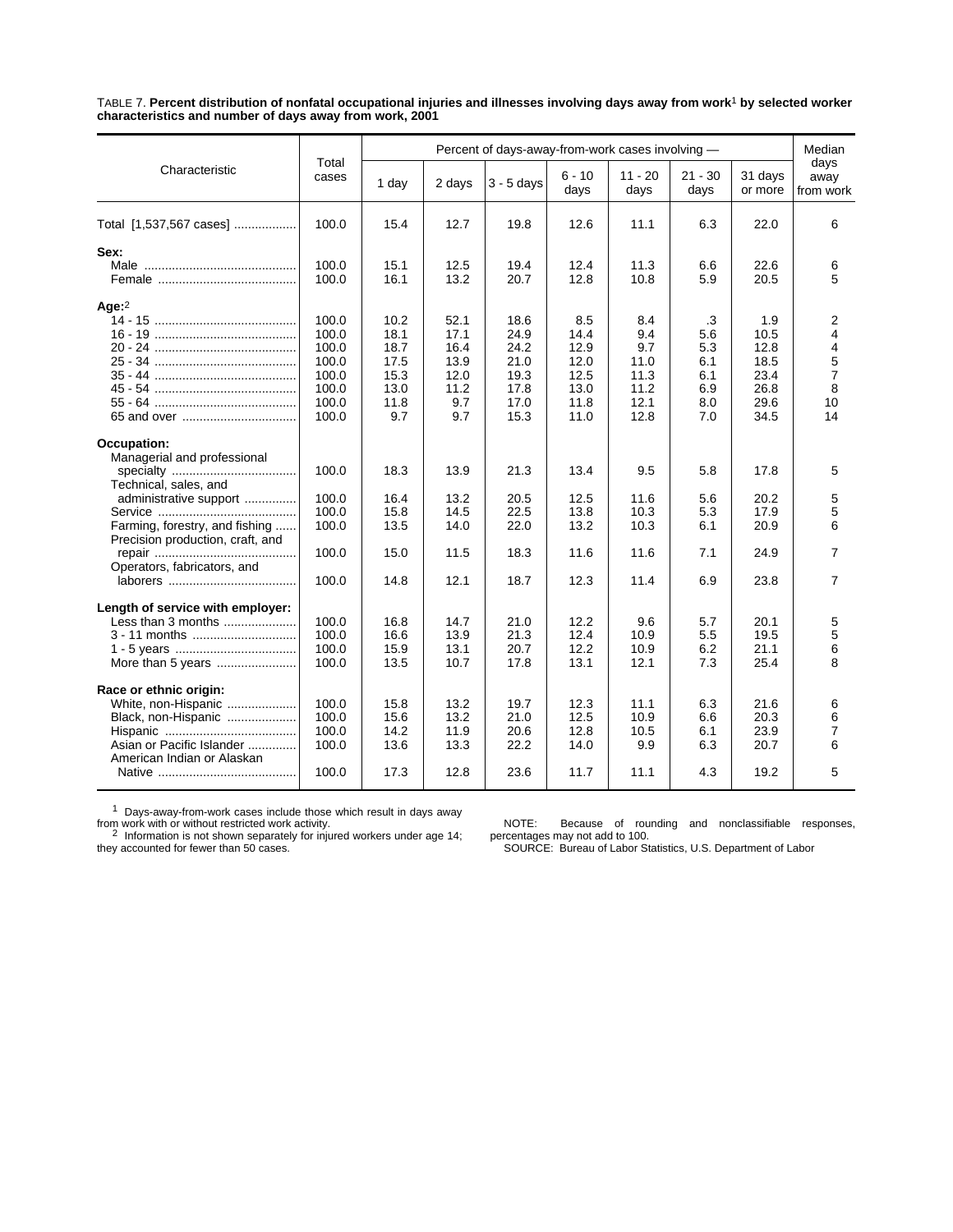TABLE 7. **Percent distribution of nonfatal occupational injuries and illnesses involving days away from work[1] by selected worker characteristics and number of days away from work, 2001**

| Characteristic | Total cases | Percent of days-away-from-work cases involving — | | | | | | | Median days away from work |
|---|---|---|---|---|---|---|---|---|---|
| | | 1 day | 2 days | 3 - 5 days | 6 - 10 days | 11 - 20 days | 21 - 30 days | 31 days or more | |
| Total [1,537,567 cases] | 100.0 | 15.4 | 12.7 | 19.8 | 12.6 | 11.1 | 6.3 | 22.0 | 6 |
| **Sex:** | | | | | | | | | |
| Male | 100.0 | 15.1 | 12.5 | 19.4 | 12.4 | 11.3 | 6.6 | 22.6 | 6 |
| Female | 100.0 | 16.1 | 13.2 | 20.7 | 12.8 | 10.8 | 5.9 | 20.5 | 5 |
| **Age:**[2] | | | | | | | | | |
| 14 - 15 | 100.0 | 10.2 | 52.1 | 18.6 | 8.5 | 8.4 | .3 | 1.9 | 2 |
| 16 - 19 | 100.0 | 18.1 | 17.1 | 24.9 | 14.4 | 9.4 | 5.6 | 10.5 | 4 |
| 20 - 24 | 100.0 | 18.7 | 16.4 | 24.2 | 12.9 | 9.7 | 5.3 | 12.8 | 4 |
| 25 - 34 | 100.0 | 17.5 | 13.9 | 21.0 | 12.0 | 11.0 | 6.1 | 18.5 | 5 |
| 35 - 44 | 100.0 | 15.3 | 12.0 | 19.3 | 12.5 | 11.3 | 6.1 | 23.4 | 7 |
| 45 - 54 | 100.0 | 13.0 | 11.2 | 17.8 | 13.0 | 11.2 | 6.9 | 26.8 | 8 |
| 55 - 64 | 100.0 | 11.8 | 9.7 | 17.0 | 11.8 | 12.1 | 8.0 | 29.6 | 10 |
| 65 and over | 100.0 | 9.7 | 9.7 | 15.3 | 11.0 | 12.8 | 7.0 | 34.5 | 14 |
| **Occupation:** | | | | | | | | | |
| Managerial and professional specialty | 100.0 | 18.3 | 13.9 | 21.3 | 13.4 | 9.5 | 5.8 | 17.8 | 5 |
| Technical, sales, and administrative support | 100.0 | 16.4 | 13.2 | 20.5 | 12.5 | 11.6 | 5.6 | 20.2 | 5 |
| Service | 100.0 | 15.8 | 14.5 | 22.5 | 13.8 | 10.3 | 5.3 | 17.9 | 5 |
| Farming, forestry, and fishing | 100.0 | 13.5 | 14.0 | 22.0 | 13.2 | 10.3 | 6.1 | 20.9 | 6 |
| Precision production, craft, and repair | 100.0 | 15.0 | 11.5 | 18.3 | 11.6 | 11.6 | 7.1 | 24.9 | 7 |
| Operators, fabricators, and laborers | 100.0 | 14.8 | 12.1 | 18.7 | 12.3 | 11.4 | 6.9 | 23.8 | 7 |
| **Length of service with employer:** | | | | | | | | | |
| Less than 3 months | 100.0 | 16.8 | 14.7 | 21.0 | 12.2 | 9.6 | 5.7 | 20.1 | 5 |
| 3 - 11 months | 100.0 | 16.6 | 13.9 | 21.3 | 12.4 | 10.9 | 5.5 | 19.5 | 5 |
| 1 - 5 years | 100.0 | 15.9 | 13.1 | 20.7 | 12.2 | 10.9 | 6.2 | 21.1 | 6 |
| More than 5 years | 100.0 | 13.5 | 10.7 | 17.8 | 13.1 | 12.1 | 7.3 | 25.4 | 8 |
| **Race or ethnic origin:** | | | | | | | | | |
| White, non-Hispanic | 100.0 | 15.8 | 13.2 | 19.7 | 12.3 | 11.1 | 6.3 | 21.6 | 6 |
| Black, non-Hispanic | 100.0 | 15.6 | 13.2 | 21.0 | 12.5 | 10.9 | 6.6 | 20.3 | 6 |
| Hispanic | 100.0 | 14.2 | 11.9 | 20.6 | 12.8 | 10.5 | 6.1 | 23.9 | 7 |
| Asian or Pacific Islander | 100.0 | 13.6 | 13.3 | 22.2 | 14.0 | 9.9 | 6.3 | 20.7 | 6 |
| American Indian or Alaskan Native | 100.0 | 17.3 | 12.8 | 23.6 | 11.7 | 11.1 | 4.3 | 19.2 | 5 |

[1] Days-away-from-work cases include those which result in days away from work with or without restricted work activity.

[2] Information is not shown separately for injured workers under age 14; they accounted for fewer than 50 cases.

NOTE: Because of rounding and nonclassifiable responses, percentages may not add to 100.

SOURCE: Bureau of Labor Statistics, U.S. Department of Labor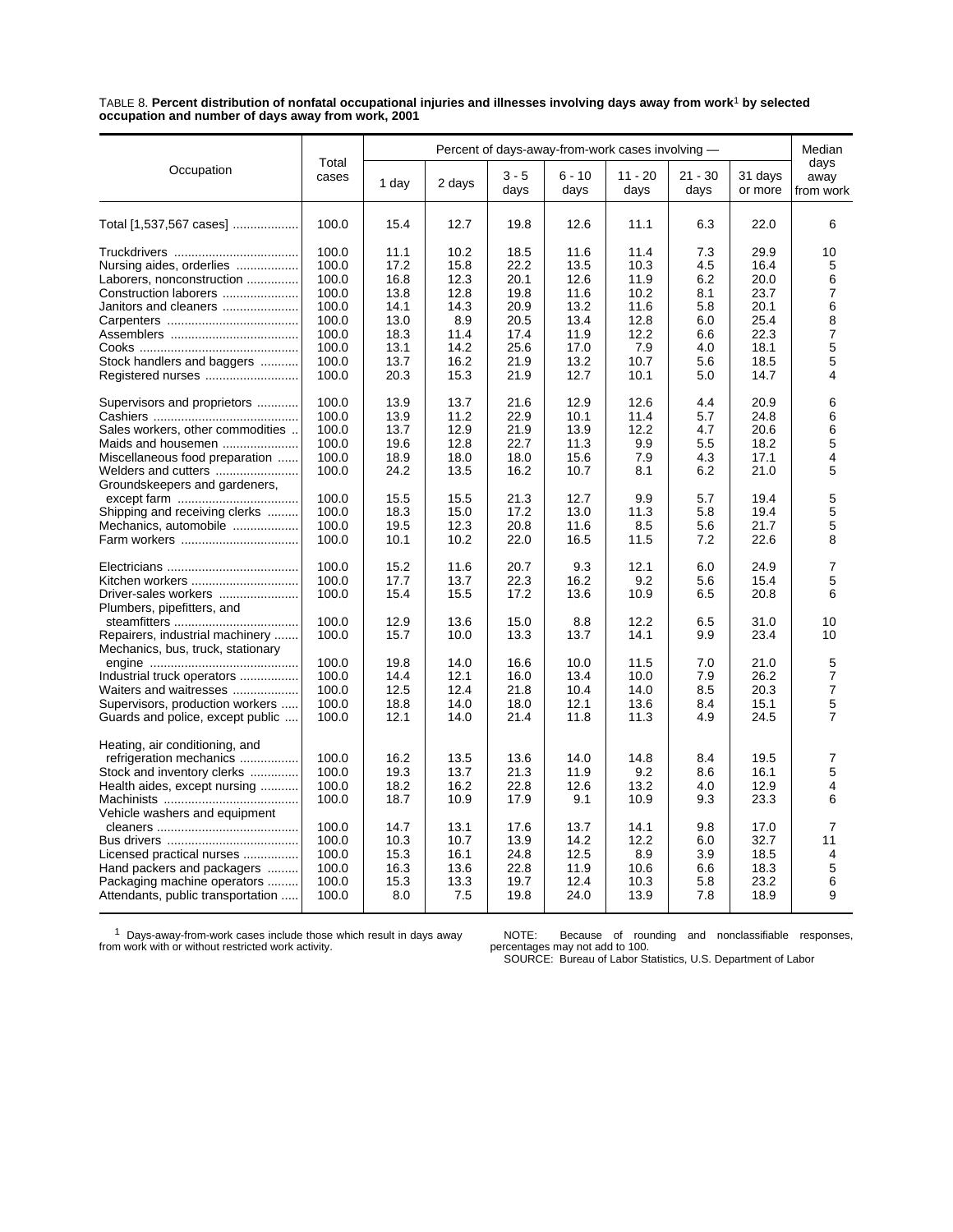TABLE 8. **Percent distribution of nonfatal occupational injuries and illnesses involving days away from work[1] by selected occupation and number of days away from work, 2001**

| Occupation | Total cases | Percent of days-away-from-work cases involving — | | | | | | | Median days away from work |
|---|---|---|---|---|---|---|---|---|---|
| | | 1 day | 2 days | 3 - 5 days | 6 - 10 days | 11 - 20 days | 21 - 30 days | 31 days or more | |
| Total [1,537,567 cases] | 100.0 | 15.4 | 12.7 | 19.8 | 12.6 | 11.1 | 6.3 | 22.0 | 6 |
| Truckdrivers | 100.0 | 11.1 | 10.2 | 18.5 | 11.6 | 11.4 | 7.3 | 29.9 | 10 |
| Nursing aides, orderlies | 100.0 | 17.2 | 15.8 | 22.2 | 13.5 | 10.3 | 4.5 | 16.4 | 5 |
| Laborers, nonconstruction | 100.0 | 16.8 | 12.3 | 20.1 | 12.6 | 11.9 | 6.2 | 20.0 | 6 |
| Construction laborers | 100.0 | 13.8 | 12.8 | 19.8 | 11.6 | 10.2 | 8.1 | 23.7 | 7 |
| Janitors and cleaners | 100.0 | 14.1 | 14.3 | 20.9 | 13.2 | 11.6 | 5.8 | 20.1 | 6 |
| Carpenters | 100.0 | 13.0 | 8.9 | 20.5 | 13.4 | 12.8 | 6.0 | 25.4 | 8 |
| Assemblers | 100.0 | 18.3 | 11.4 | 17.4 | 11.9 | 12.2 | 6.6 | 22.3 | 7 |
| Cooks | 100.0 | 13.1 | 14.2 | 25.6 | 17.0 | 7.9 | 4.0 | 18.1 | 5 |
| Stock handlers and baggers | 100.0 | 13.7 | 16.2 | 21.9 | 13.2 | 10.7 | 5.6 | 18.5 | 5 |
| Registered nurses | 100.0 | 20.3 | 15.3 | 21.9 | 12.7 | 10.1 | 5.0 | 14.7 | 4 |
| Supervisors and proprietors | 100.0 | 13.9 | 13.7 | 21.6 | 12.9 | 12.6 | 4.4 | 20.9 | 6 |
| Cashiers | 100.0 | 13.9 | 11.2 | 22.9 | 10.1 | 11.4 | 5.7 | 24.8 | 6 |
| Sales workers, other commodities | 100.0 | 13.7 | 12.9 | 21.9 | 13.9 | 12.2 | 4.7 | 20.6 | 6 |
| Maids and housemen | 100.0 | 19.6 | 12.8 | 22.7 | 11.3 | 9.9 | 5.5 | 18.2 | 5 |
| Miscellaneous food preparation | 100.0 | 18.9 | 18.0 | 18.0 | 15.6 | 7.9 | 4.3 | 17.1 | 4 |
| Welders and cutters | 100.0 | 24.2 | 13.5 | 16.2 | 10.7 | 8.1 | 6.2 | 21.0 | 5 |
| Groundskeepers and gardeners, except farm | 100.0 | 15.5 | 15.5 | 21.3 | 12.7 | 9.9 | 5.7 | 19.4 | 5 |
| Shipping and receiving clerks | 100.0 | 18.3 | 15.0 | 17.2 | 13.0 | 11.3 | 5.8 | 19.4 | 5 |
| Mechanics, automobile | 100.0 | 19.5 | 12.3 | 20.8 | 11.6 | 8.5 | 5.6 | 21.7 | 5 |
| Farm workers | 100.0 | 10.1 | 10.2 | 22.0 | 16.5 | 11.5 | 7.2 | 22.6 | 8 |
| Electricians | 100.0 | 15.2 | 11.6 | 20.7 | 9.3 | 12.1 | 6.0 | 24.9 | 7 |
| Kitchen workers | 100.0 | 17.7 | 13.7 | 22.3 | 16.2 | 9.2 | 5.6 | 15.4 | 5 |
| Driver-sales workers | 100.0 | 15.4 | 15.5 | 17.2 | 13.6 | 10.9 | 6.5 | 20.8 | 6 |
| Plumbers, pipefitters, and steamfitters | 100.0 | 12.9 | 13.6 | 15.0 | 8.8 | 12.2 | 6.5 | 31.0 | 10 |
| Repairers, industrial machinery | 100.0 | 15.7 | 10.0 | 13.3 | 13.7 | 14.1 | 9.9 | 23.4 | 10 |
| Mechanics, bus, truck, stationary engine | 100.0 | 19.8 | 14.0 | 16.6 | 10.0 | 11.5 | 7.0 | 21.0 | 5 |
| Industrial truck operators | 100.0 | 14.4 | 12.1 | 16.0 | 13.4 | 10.0 | 7.9 | 26.2 | 7 |
| Waiters and waitresses | 100.0 | 12.5 | 12.4 | 21.8 | 10.4 | 14.0 | 8.5 | 20.3 | 7 |
| Supervisors, production workers | 100.0 | 18.8 | 14.0 | 18.0 | 12.1 | 13.6 | 8.4 | 15.1 | 5 |
| Guards and police, except public | 100.0 | 12.1 | 14.0 | 21.4 | 11.8 | 11.3 | 4.9 | 24.5 | 7 |
| Heating, air conditioning, and refrigeration mechanics | 100.0 | 16.2 | 13.5 | 13.6 | 14.0 | 14.8 | 8.4 | 19.5 | 7 |
| Stock and inventory clerks | 100.0 | 19.3 | 13.7 | 21.3 | 11.9 | 9.2 | 8.6 | 16.1 | 5 |
| Health aides, except nursing | 100.0 | 18.2 | 16.2 | 22.8 | 12.6 | 13.2 | 4.0 | 12.9 | 4 |
| Machinists | 100.0 | 18.7 | 10.9 | 17.9 | 9.1 | 10.9 | 9.3 | 23.3 | 6 |
| Vehicle washers and equipment cleaners | 100.0 | 14.7 | 13.1 | 17.6 | 13.7 | 14.1 | 9.8 | 17.0 | 7 |
| Bus drivers | 100.0 | 10.3 | 10.7 | 13.9 | 14.2 | 12.2 | 6.0 | 32.7 | 11 |
| Licensed practical nurses | 100.0 | 15.3 | 16.1 | 24.8 | 12.5 | 8.9 | 3.9 | 18.5 | 4 |
| Hand packers and packagers | 100.0 | 16.3 | 13.6 | 22.8 | 11.9 | 10.6 | 6.6 | 18.3 | 5 |
| Packaging machine operators | 100.0 | 15.3 | 13.3 | 19.7 | 12.4 | 10.3 | 5.8 | 23.2 | 6 |
| Attendants, public transportation | 100.0 | 8.0 | 7.5 | 19.8 | 24.0 | 13.9 | 7.8 | 18.9 | 9 |

[1] Days-away-from-work cases include those which result in days away from work with or without restricted work activity.

NOTE: Because of rounding and nonclassifiable responses, percentages may not add to 100.

SOURCE: Bureau of Labor Statistics, U.S. Department of Labor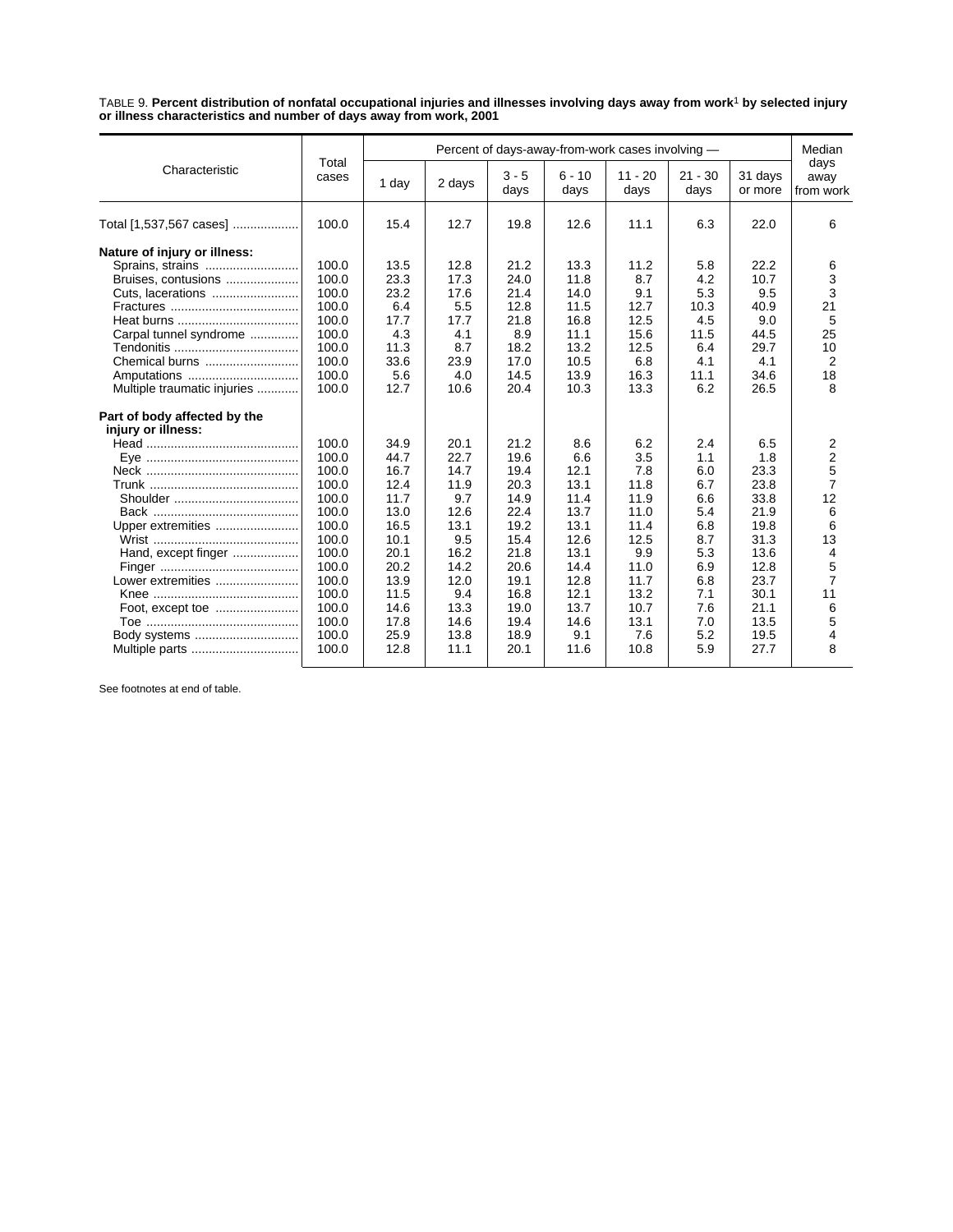TABLE 9. **Percent distribution of nonfatal occupational injuries and illnesses involving days away from work[1] by selected injury or illness characteristics and number of days away from work, 2001**

| Characteristic | Total cases | Percent of days-away-from-work cases involving — | | | | | | | Median days away from work |
|---|---|---|---|---|---|---|---|---|---|
| | | 1 day | 2 days | 3 - 5 days | 6 - 10 days | 11 - 20 days | 21 - 30 days | 31 days or more | |
| Total [1,537,567 cases] | 100.0 | 15.4 | 12.7 | 19.8 | 12.6 | 11.1 | 6.3 | 22.0 | 6 |
| **Nature of injury or illness:** | | | | | | | | | |
| Sprains, strains | 100.0 | 13.5 | 12.8 | 21.2 | 13.3 | 11.2 | 5.8 | 22.2 | 6 |
| Bruises, contusions | 100.0 | 23.3 | 17.3 | 24.0 | 11.8 | 8.7 | 4.2 | 10.7 | 3 |
| Cuts, lacerations | 100.0 | 23.2 | 17.6 | 21.4 | 14.0 | 9.1 | 5.3 | 9.5 | 3 |
| Fractures | 100.0 | 6.4 | 5.5 | 12.8 | 11.5 | 12.7 | 10.3 | 40.9 | 21 |
| Heat burns | 100.0 | 17.7 | 17.7 | 21.8 | 16.8 | 12.5 | 4.5 | 9.0 | 5 |
| Carpal tunnel syndrome | 100.0 | 4.3 | 4.1 | 8.9 | 11.1 | 15.6 | 11.5 | 44.5 | 25 |
| Tendonitis | 100.0 | 11.3 | 8.7 | 18.2 | 13.2 | 12.5 | 6.4 | 29.7 | 10 |
| Chemical burns | 100.0 | 33.6 | 23.9 | 17.0 | 10.5 | 6.8 | 4.1 | 4.1 | 2 |
| Amputations | 100.0 | 5.6 | 4.0 | 14.5 | 13.9 | 16.3 | 11.1 | 34.6 | 18 |
| Multiple traumatic injuries | 100.0 | 12.7 | 10.6 | 20.4 | 10.3 | 13.3 | 6.2 | 26.5 | 8 |
| **Part of body affected by the injury or illness:** | | | | | | | | | |
| Head | 100.0 | 34.9 | 20.1 | 21.2 | 8.6 | 6.2 | 2.4 | 6.5 | 2 |
| Eye | 100.0 | 44.7 | 22.7 | 19.6 | 6.6 | 3.5 | 1.1 | 1.8 | 2 |
| Neck | 100.0 | 16.7 | 14.7 | 19.4 | 12.1 | 7.8 | 6.0 | 23.3 | 5 |
| Trunk | 100.0 | 12.4 | 11.9 | 20.3 | 13.1 | 11.8 | 6.7 | 23.8 | 7 |
| Shoulder | 100.0 | 11.7 | 9.7 | 14.9 | 11.4 | 11.9 | 6.6 | 33.8 | 12 |
| Back | 100.0 | 13.0 | 12.6 | 22.4 | 13.7 | 11.0 | 5.4 | 21.9 | 6 |
| Upper extremities | 100.0 | 16.5 | 13.1 | 19.2 | 13.1 | 11.4 | 6.8 | 19.8 | 6 |
| Wrist | 100.0 | 10.1 | 9.5 | 15.4 | 12.6 | 12.5 | 8.7 | 31.3 | 13 |
| Hand, except finger | 100.0 | 20.1 | 16.2 | 21.8 | 13.1 | 9.9 | 5.3 | 13.6 | 4 |
| Finger | 100.0 | 20.2 | 14.2 | 20.6 | 14.4 | 11.0 | 6.9 | 12.8 | 5 |
| Lower extremities | 100.0 | 13.9 | 12.0 | 19.1 | 12.8 | 11.7 | 6.8 | 23.7 | 7 |
| Knee | 100.0 | 11.5 | 9.4 | 16.8 | 12.1 | 13.2 | 7.1 | 30.1 | 11 |
| Foot, except toe | 100.0 | 14.6 | 13.3 | 19.0 | 13.7 | 10.7 | 7.6 | 21.1 | 6 |
| Toe | 100.0 | 17.8 | 14.6 | 19.4 | 14.6 | 13.1 | 7.0 | 13.5 | 5 |
| Body systems | 100.0 | 25.9 | 13.8 | 18.9 | 9.1 | 7.6 | 5.2 | 19.5 | 4 |
| Multiple parts | 100.0 | 12.8 | 11.1 | 20.1 | 11.6 | 10.8 | 5.9 | 27.7 | 8 |

See footnotes at end of table.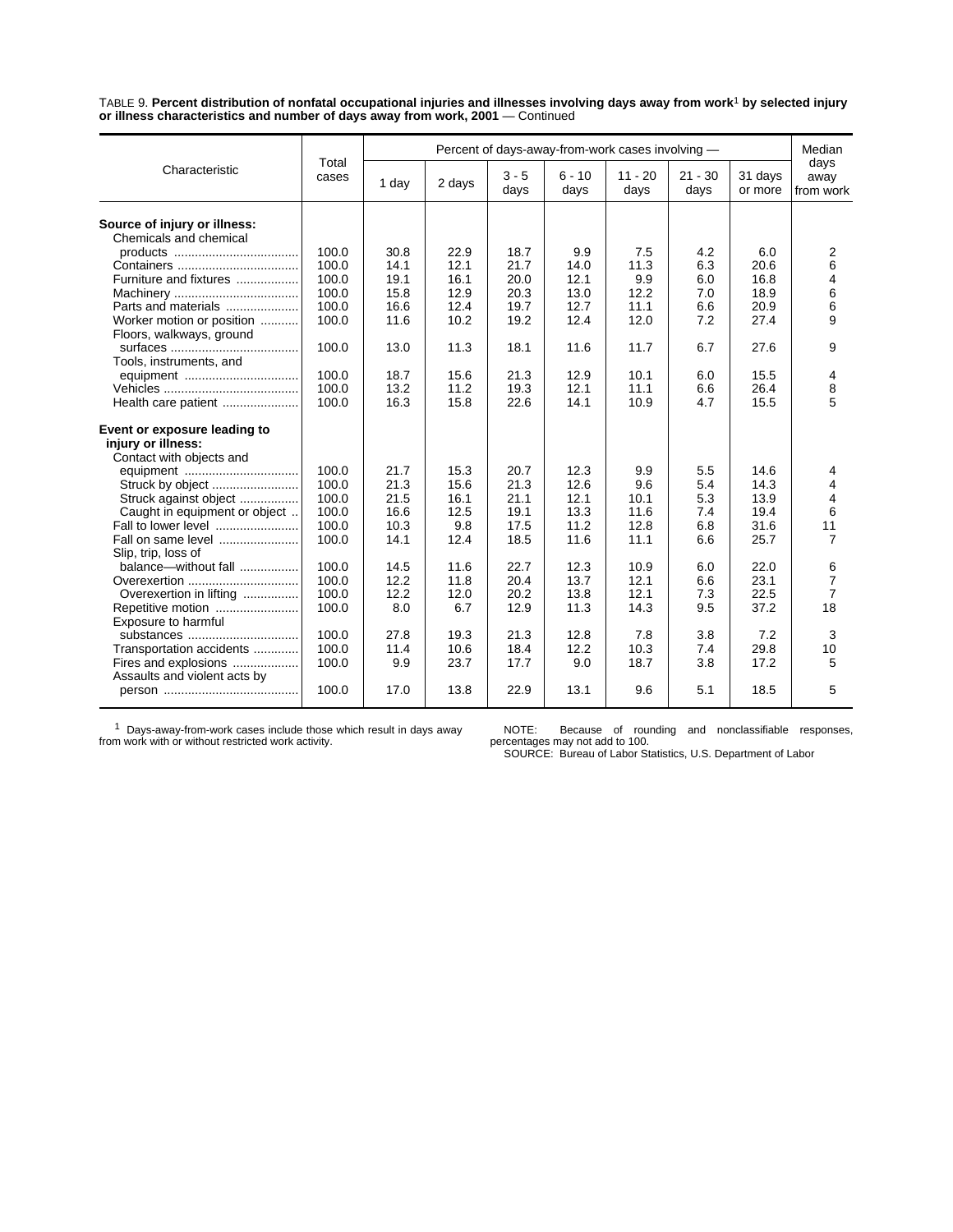TABLE 9. **Percent distribution of nonfatal occupational injuries and illnesses involving days away from work[1] by selected injury or illness characteristics and number of days away from work, 2001** — Continued

| Characteristic | Total cases | Percent of days-away-from-work cases involving — | | | | | | | Median days away from work |
|---|---|---|---|---|---|---|---|---|---|
| | | 1 day | 2 days | 3 - 5 days | 6 - 10 days | 11 - 20 days | 21 - 30 days | 31 days or more | |
| **Source of injury or illness:** | | | | | | | | | |
| Chemicals and chemical products | 100.0 | 30.8 | 22.9 | 18.7 | 9.9 | 7.5 | 4.2 | 6.0 | 2 |
| Containers | 100.0 | 14.1 | 12.1 | 21.7 | 14.0 | 11.3 | 6.3 | 20.6 | 6 |
| Furniture and fixtures | 100.0 | 19.1 | 16.1 | 20.0 | 12.1 | 9.9 | 6.0 | 16.8 | 4 |
| Machinery | 100.0 | 15.8 | 12.9 | 20.3 | 13.0 | 12.2 | 7.0 | 18.9 | 6 |
| Parts and materials | 100.0 | 16.6 | 12.4 | 19.7 | 12.7 | 11.1 | 6.6 | 20.9 | 6 |
| Worker motion or position | 100.0 | 11.6 | 10.2 | 19.2 | 12.4 | 12.0 | 7.2 | 27.4 | 9 |
| Floors, walkways, ground surfaces | 100.0 | 13.0 | 11.3 | 18.1 | 11.6 | 11.7 | 6.7 | 27.6 | 9 |
| Tools, instruments, and equipment | 100.0 | 18.7 | 15.6 | 21.3 | 12.9 | 10.1 | 6.0 | 15.5 | 4 |
| Vehicles | 100.0 | 13.2 | 11.2 | 19.3 | 12.1 | 11.1 | 6.6 | 26.4 | 8 |
| Health care patient | 100.0 | 16.3 | 15.8 | 22.6 | 14.1 | 10.9 | 4.7 | 15.5 | 5 |
| **Event or exposure leading to injury or illness:** | | | | | | | | | |
| Contact with objects and equipment | 100.0 | 21.7 | 15.3 | 20.7 | 12.3 | 9.9 | 5.5 | 14.6 | 4 |
| Struck by object | 100.0 | 21.3 | 15.6 | 21.3 | 12.6 | 9.6 | 5.4 | 14.3 | 4 |
| Struck against object | 100.0 | 21.5 | 16.1 | 21.1 | 12.1 | 10.1 | 5.3 | 13.9 | 4 |
| Caught in equipment or object | 100.0 | 16.6 | 12.5 | 19.1 | 13.3 | 11.6 | 7.4 | 19.4 | 6 |
| Fall to lower level | 100.0 | 10.3 | 9.8 | 17.5 | 11.2 | 12.8 | 6.8 | 31.6 | 11 |
| Fall on same level | 100.0 | 14.1 | 12.4 | 18.5 | 11.6 | 11.1 | 6.6 | 25.7 | 7 |
| Slip, trip, loss of balance—without fall | 100.0 | 14.5 | 11.6 | 22.7 | 12.3 | 10.9 | 6.0 | 22.0 | 6 |
| Overexertion | 100.0 | 12.2 | 11.8 | 20.4 | 13.7 | 12.1 | 6.6 | 23.1 | 7 |
| Overexertion in lifting | 100.0 | 12.2 | 12.0 | 20.2 | 13.8 | 12.1 | 7.3 | 22.5 | 7 |
| Repetitive motion | 100.0 | 8.0 | 6.7 | 12.9 | 11.3 | 14.3 | 9.5 | 37.2 | 18 |
| Exposure to harmful substances | 100.0 | 27.8 | 19.3 | 21.3 | 12.8 | 7.8 | 3.8 | 7.2 | 3 |
| Transportation accidents | 100.0 | 11.4 | 10.6 | 18.4 | 12.2 | 10.3 | 7.4 | 29.8 | 10 |
| Fires and explosions | 100.0 | 9.9 | 23.7 | 17.7 | 9.0 | 18.7 | 3.8 | 17.2 | 5 |
| Assaults and violent acts by person | 100.0 | 17.0 | 13.8 | 22.9 | 13.1 | 9.6 | 5.1 | 18.5 | 5 |

[1] Days-away-from-work cases include those which result in days away from work with or without restricted work activity.

NOTE: Because of rounding and nonclassifiable responses, percentages may not add to 100.

SOURCE: Bureau of Labor Statistics, U.S. Department of Labor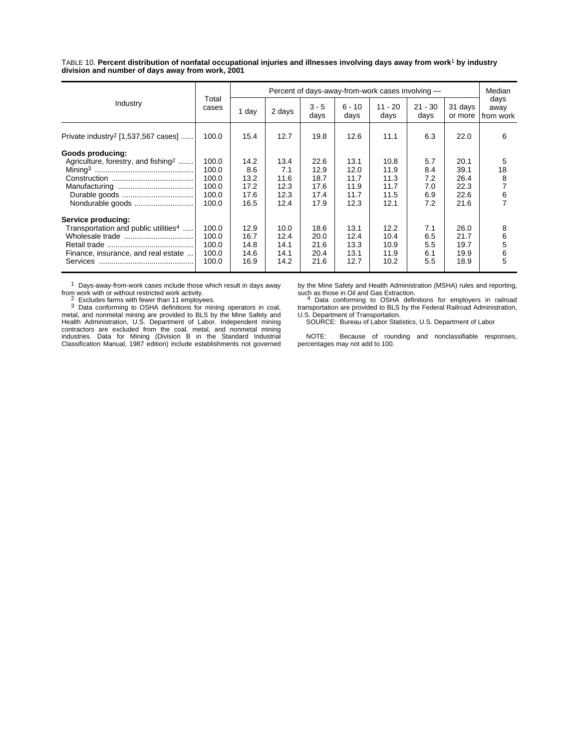TABLE 10. **Percent distribution of nonfatal occupational injuries and illnesses involving days away from work[1] by industry division and number of days away from work, 2001**

| Industry | Total cases | Percent of days-away-from-work cases involving — | | | | | | | Median days away from work |
|---|---|---|---|---|---|---|---|---|---|
| | | 1 day | 2 days | 3 - 5 days | 6 - 10 days | 11 - 20 days | 21 - 30 days | 31 days or more | |
| Private industry[2] [1,537,567 cases] | 100.0 | 15.4 | 12.7 | 19.8 | 12.6 | 11.1 | 6.3 | 22.0 | 6 |
| **Goods producing:** | | | | | | | | | |
| Agriculture, forestry, and fishing[2] | 100.0 | 14.2 | 13.4 | 22.6 | 13.1 | 10.8 | 5.7 | 20.1 | 5 |
| Mining[3] | 100.0 | 8.6 | 7.1 | 12.9 | 12.0 | 11.9 | 8.4 | 39.1 | 18 |
| Construction | 100.0 | 13.2 | 11.6 | 18.7 | 11.7 | 11.3 | 7.2 | 26.4 | 8 |
| Manufacturing | 100.0 | 17.2 | 12.3 | 17.6 | 11.9 | 11.7 | 7.0 | 22.3 | 7 |
| Durable goods | 100.0 | 17.6 | 12.3 | 17.4 | 11.7 | 11.5 | 6.9 | 22.6 | 6 |
| Nondurable goods | 100.0 | 16.5 | 12.4 | 17.9 | 12.3 | 12.1 | 7.2 | 21.6 | 7 |
| **Service producing:** | | | | | | | | | |
| Transportation and public utilities[4] | 100.0 | 12.9 | 10.0 | 18.6 | 13.1 | 12.2 | 7.1 | 26.0 | 8 |
| Wholesale trade | 100.0 | 16.7 | 12.4 | 20.0 | 12.4 | 10.4 | 6.5 | 21.7 | 6 |
| Retail trade | 100.0 | 14.8 | 14.1 | 21.6 | 13.3 | 10.9 | 5.5 | 19.7 | 5 |
| Finance, insurance, and real estate | 100.0 | 14.6 | 14.1 | 20.4 | 13.1 | 11.9 | 6.1 | 19.9 | 6 |
| Services | 100.0 | 16.9 | 14.2 | 21.6 | 12.7 | 10.2 | 5.5 | 18.9 | 5 |

[1] Days-away-from-work cases include those which result in days away from work with or without restricted work activity.

[2] Excludes farms with fewer than 11 employees.

[3] Data conforming to OSHA definitions for mining operators in coal, metal, and nonmetal mining are provided to BLS by the Mine Safety and Health Administration, U.S. Department of Labor. Independent mining contractors are excluded from the coal, metal, and nonmetal mining industries. Data for Mining (Division B in the Standard Industrial Classification Manual, 1987 edition) include establishments not governed by the Mine Safety and Health Administration (MSHA) rules and reporting, such as those in Oil and Gas Extraction.

[4] Data conforming to OSHA definitions for employers in railroad transportation are provided to BLS by the Federal Railroad Administration, U.S. Department of Transportation.

SOURCE: Bureau of Labor Statistics, U.S. Department of Labor

NOTE: Because of rounding and nonclassifiable responses, percentages may not add to 100.